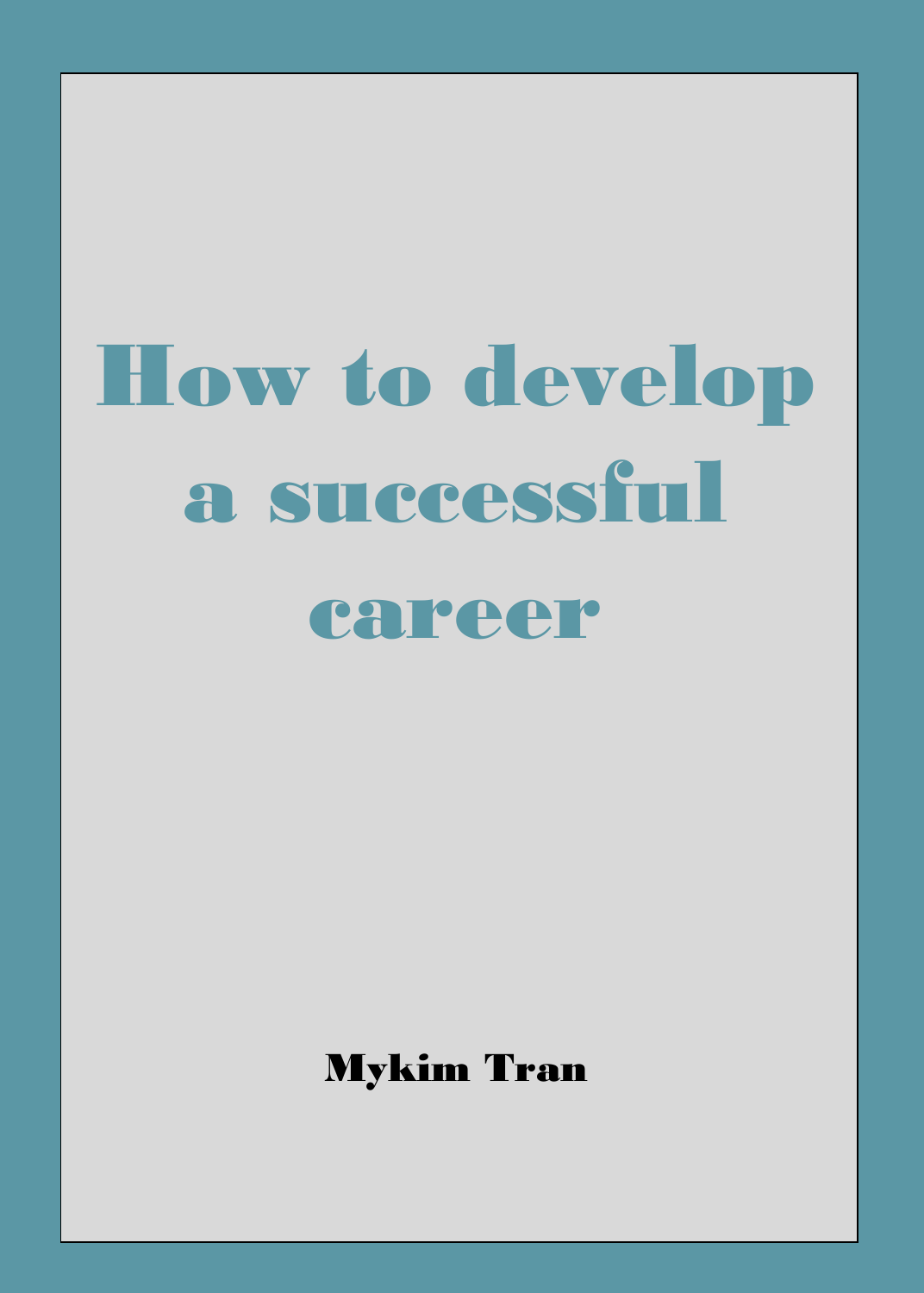# How to develop a successful career

**Mykim Tran**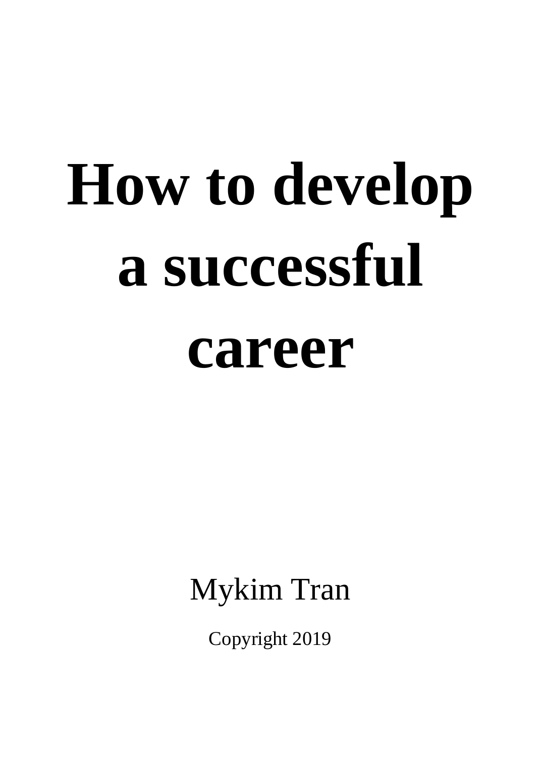# How to develop a successful career

Mykim Tran

Copyright 2019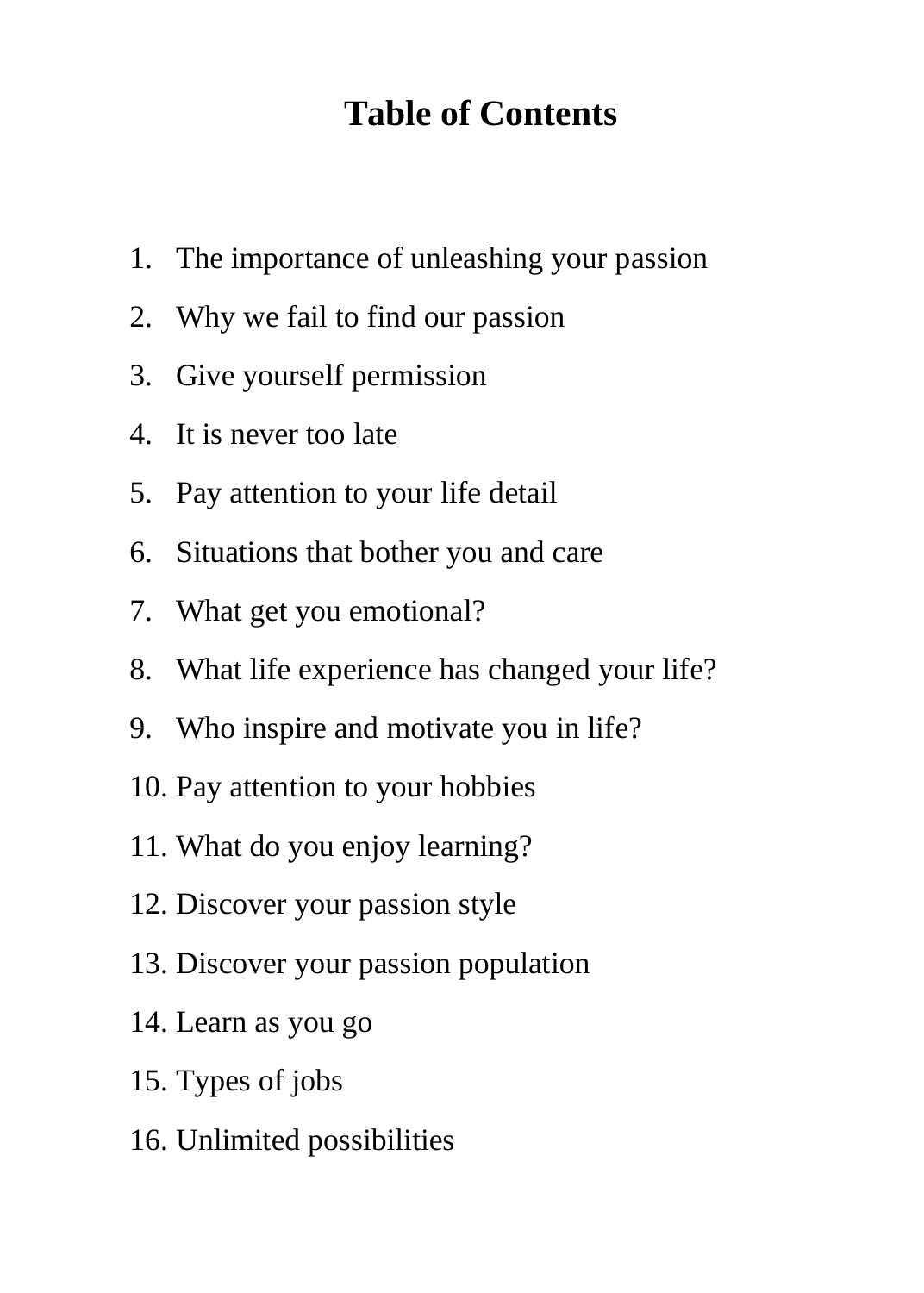# Table of Contents

1. The importance of unleashing your passion
2. Why we fail to find our passion
3. Give yourself permission
4. It is never too late
5. Pay attention to your life detail
6. Situations that bother you and care
7. What get you emotional?
8. What life experience has changed your life?
9. Who inspire and motivate you in life?
10. Pay attention to your hobbies
11. What do you enjoy learning?
12. Discover your passion style
13. Discover your passion population
14. Learn as you go
15. Types of jobs
16. Unlimited possibilities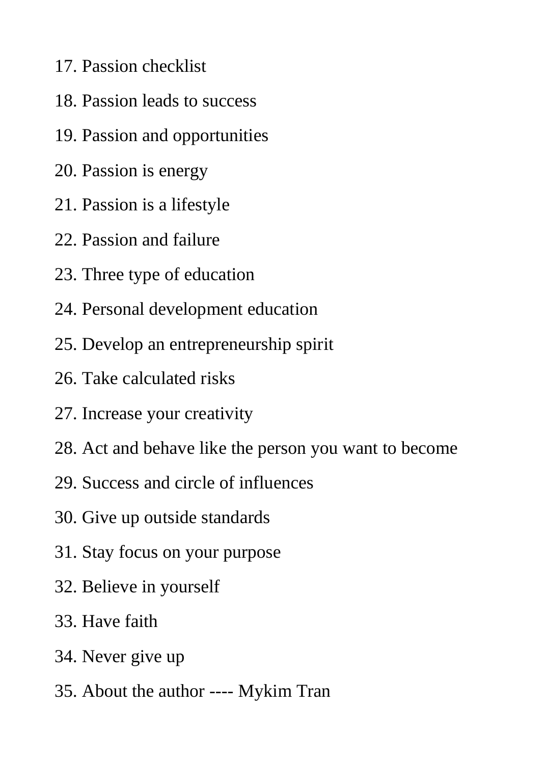17. Passion checklist
18. Passion leads to success
19. Passion and opportunities
20. Passion is energy
21. Passion is a lifestyle
22. Passion and failure
23. Three type of education
24. Personal development education
25. Develop an entrepreneurship spirit
26. Take calculated risks
27. Increase your creativity
28. Act and behave like the person you want to become
29. Success and circle of influences
30. Give up outside standards
31. Stay focus on your purpose
32. Believe in yourself
33. Have faith
34. Never give up
35. About the author ---- Mykim Tran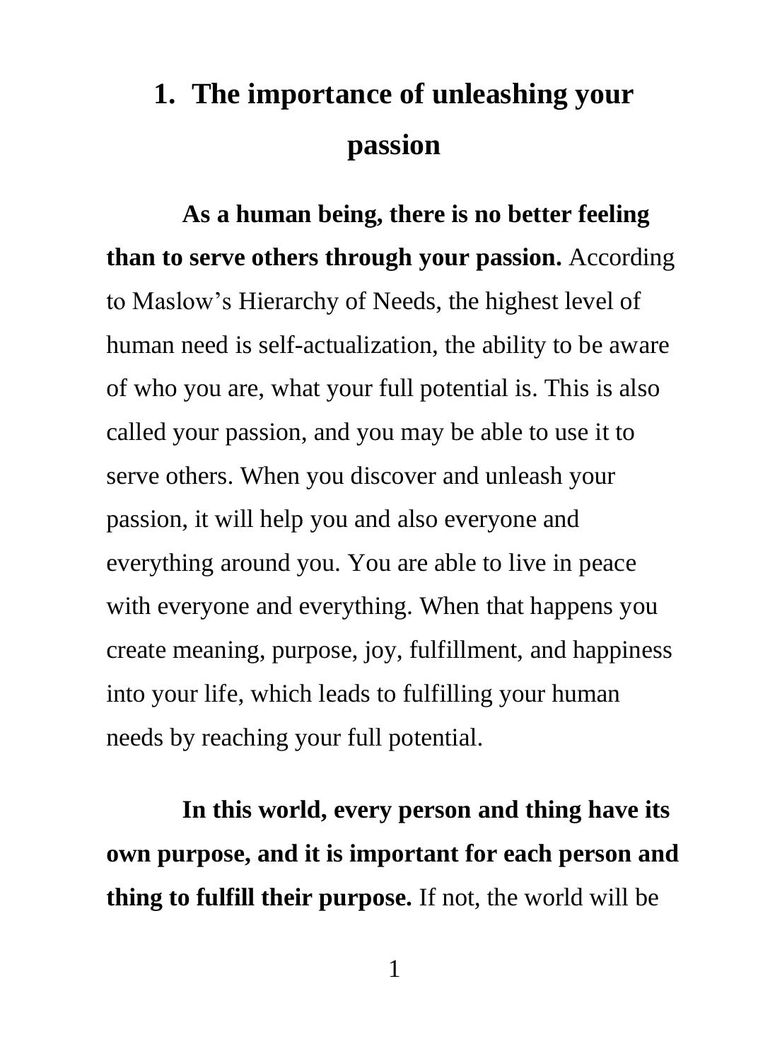# 1. The importance of unleashing your passion

**As a human being, there is no better feeling than to serve others through your passion.** According to Maslow's Hierarchy of Needs, the highest level of human need is self-actualization, the ability to be aware of who you are, what your full potential is. This is also called your passion, and you may be able to use it to serve others. When you discover and unleash your passion, it will help you and also everyone and everything around you. You are able to live in peace with everyone and everything. When that happens you create meaning, purpose, joy, fulfillment, and happiness into your life, which leads to fulfilling your human needs by reaching your full potential.

**In this world, every person and thing have its own purpose, and it is important for each person and thing to fulfill their purpose.** If not, the world will be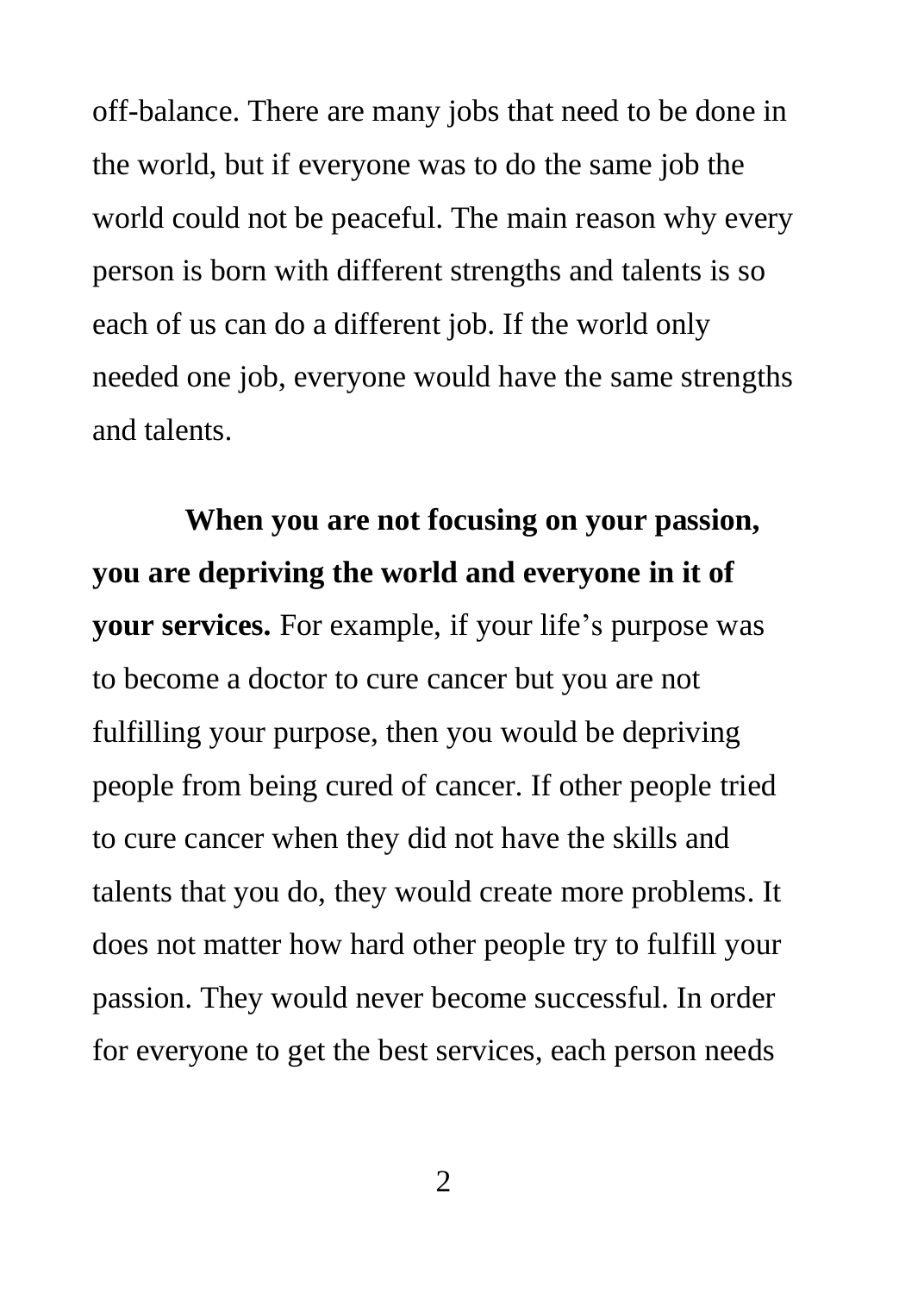off-balance. There are many jobs that need to be done in the world, but if everyone was to do the same job the world could not be peaceful. The main reason why every person is born with different strengths and talents is so each of us can do a different job. If the world only needed one job, everyone would have the same strengths and talents.

**When you are not focusing on your passion, you are depriving the world and everyone in it of your services.** For example, if your life's purpose was to become a doctor to cure cancer but you are not fulfilling your purpose, then you would be depriving people from being cured of cancer. If other people tried to cure cancer when they did not have the skills and talents that you do, they would create more problems. It does not matter how hard other people try to fulfill your passion. They would never become successful. In order for everyone to get the best services, each person needs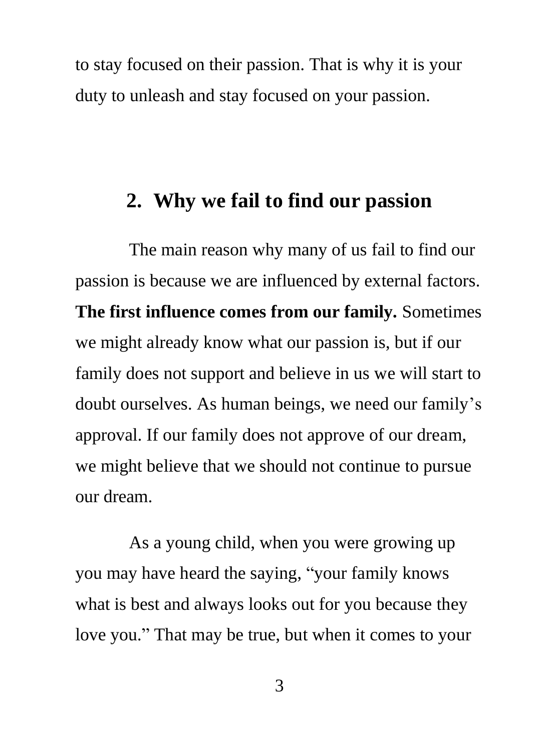to stay focused on their passion. That is why it is your duty to unleash and stay focused on your passion.

## 2. Why we fail to find our passion

The main reason why many of us fail to find our passion is because we are influenced by external factors. **The first influence comes from our family.** Sometimes we might already know what our passion is, but if our family does not support and believe in us we will start to doubt ourselves. As human beings, we need our family's approval. If our family does not approve of our dream, we might believe that we should not continue to pursue our dream.

As a young child, when you were growing up you may have heard the saying, "your family knows what is best and always looks out for you because they love you." That may be true, but when it comes to your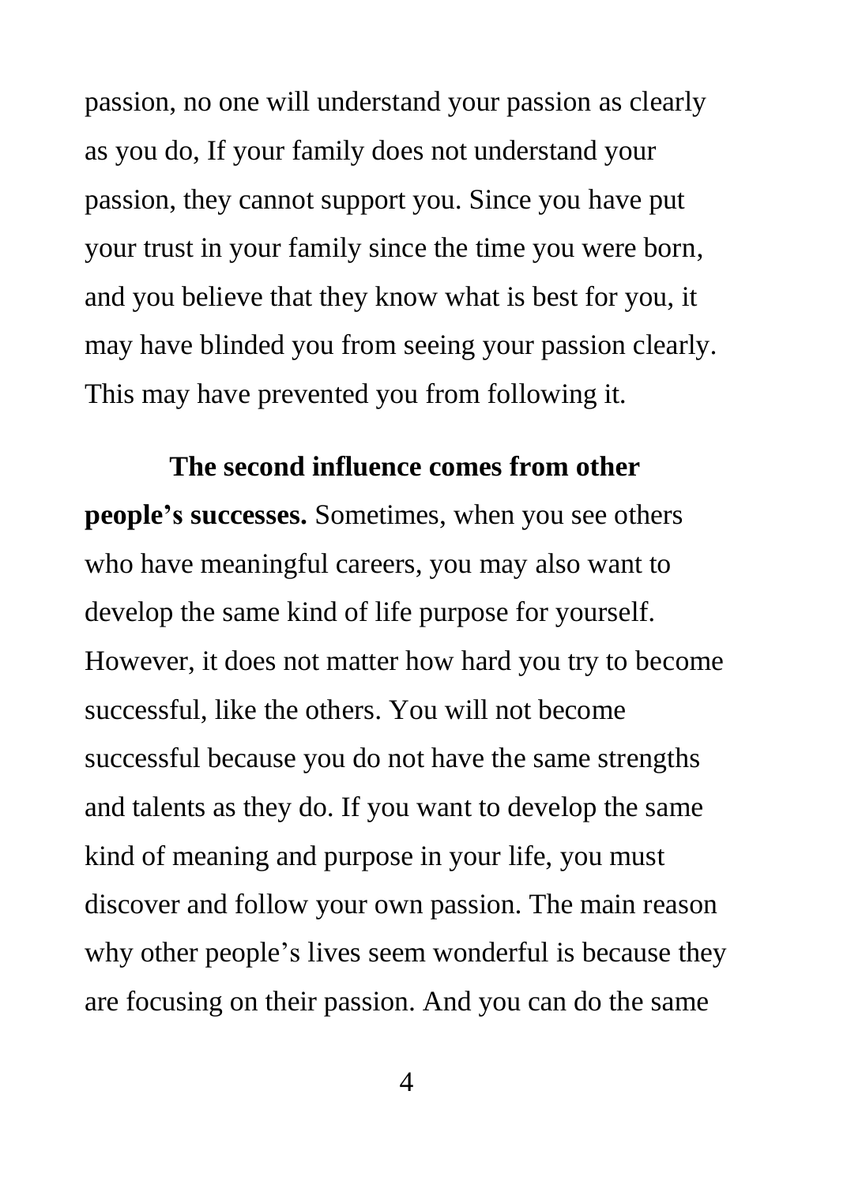passion, no one will understand your passion as clearly as you do, If your family does not understand your passion, they cannot support you. Since you have put your trust in your family since the time you were born, and you believe that they know what is best for you, it may have blinded you from seeing your passion clearly. This may have prevented you from following it.

**The second influence comes from other people's successes.** Sometimes, when you see others who have meaningful careers, you may also want to develop the same kind of life purpose for yourself. However, it does not matter how hard you try to become successful, like the others. You will not become successful because you do not have the same strengths and talents as they do. If you want to develop the same kind of meaning and purpose in your life, you must discover and follow your own passion. The main reason why other people's lives seem wonderful is because they are focusing on their passion. And you can do the same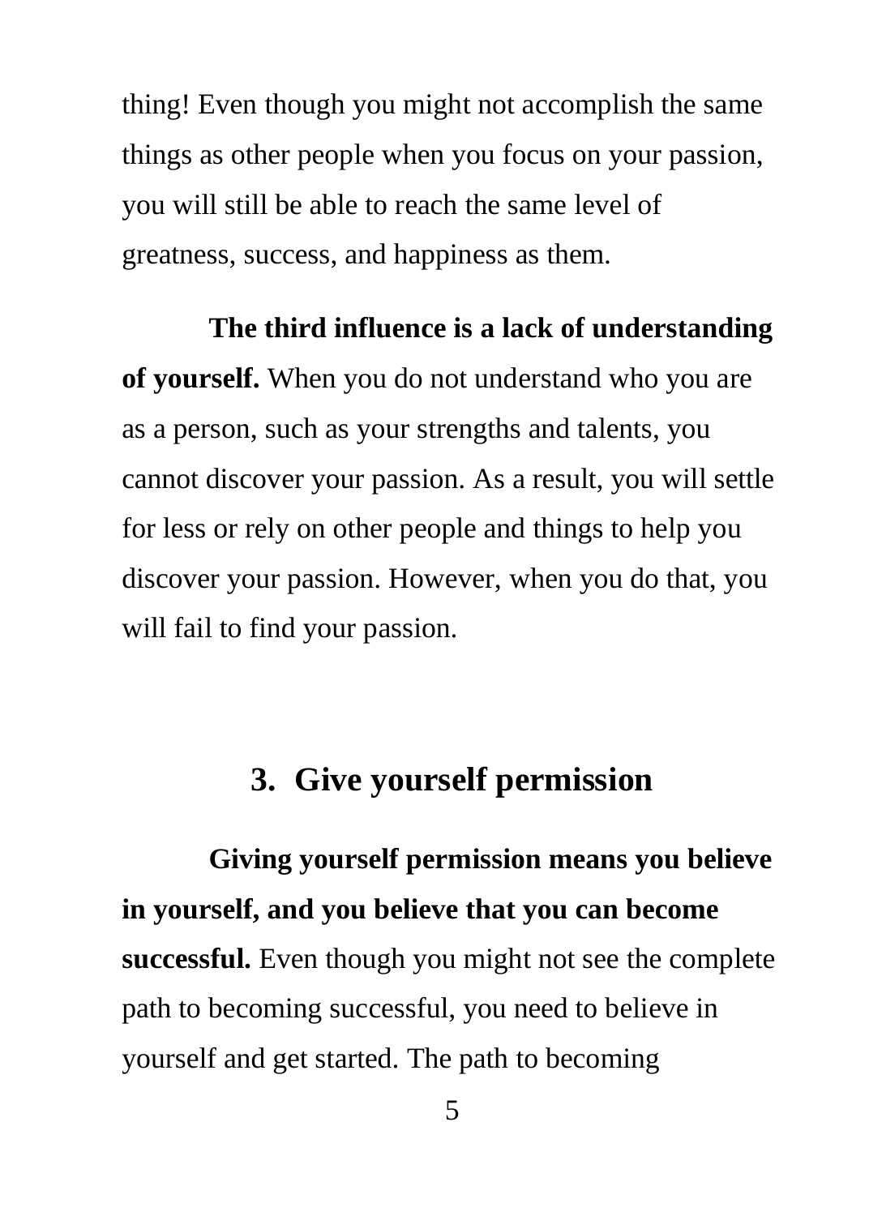thing! Even though you might not accomplish the same things as other people when you focus on your passion, you will still be able to reach the same level of greatness, success, and happiness as them.

**The third influence is a lack of understanding of yourself.** When you do not understand who you are as a person, such as your strengths and talents, you cannot discover your passion. As a result, you will settle for less or rely on other people and things to help you discover your passion. However, when you do that, you will fail to find your passion.

## 3. Give yourself permission

**Giving yourself permission means you believe in yourself, and you believe that you can become successful.** Even though you might not see the complete path to becoming successful, you need to believe in yourself and get started. The path to becoming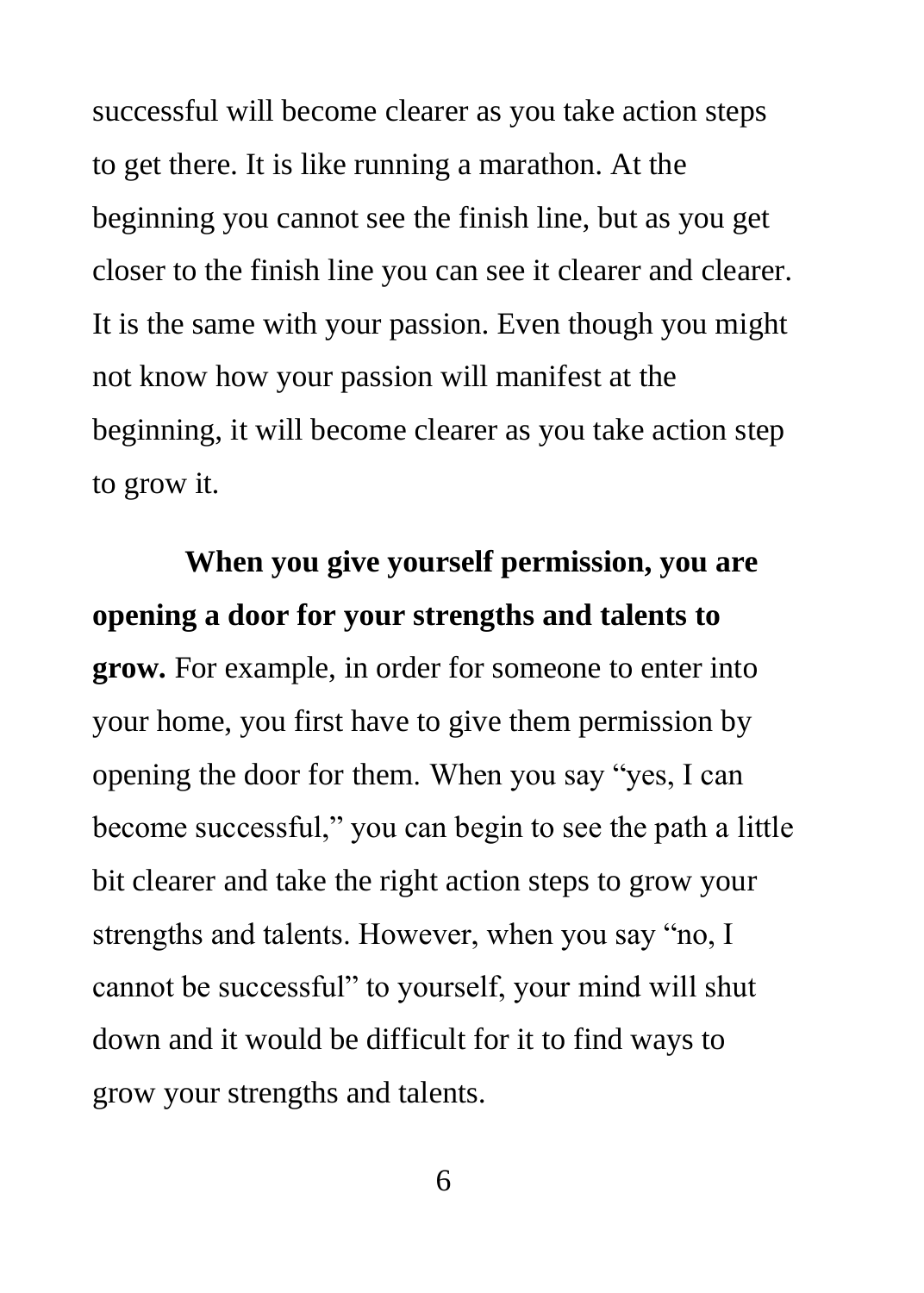successful will become clearer as you take action steps to get there. It is like running a marathon. At the beginning you cannot see the finish line, but as you get closer to the finish line you can see it clearer and clearer. It is the same with your passion. Even though you might not know how your passion will manifest at the beginning, it will become clearer as you take action step to grow it.

**When you give yourself permission, you are opening a door for your strengths and talents to grow.** For example, in order for someone to enter into your home, you first have to give them permission by opening the door for them. When you say "yes, I can become successful," you can begin to see the path a little bit clearer and take the right action steps to grow your strengths and talents. However, when you say "no, I cannot be successful" to yourself, your mind will shut down and it would be difficult for it to find ways to grow your strengths and talents.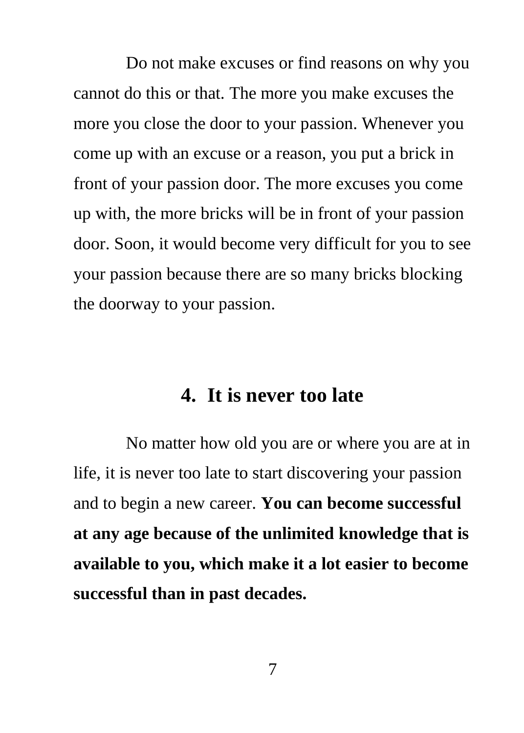Do not make excuses or find reasons on why you cannot do this or that. The more you make excuses the more you close the door to your passion. Whenever you come up with an excuse or a reason, you put a brick in front of your passion door. The more excuses you come up with, the more bricks will be in front of your passion door. Soon, it would become very difficult for you to see your passion because there are so many bricks blocking the doorway to your passion.

## 4. It is never too late

No matter how old you are or where you are at in life, it is never too late to start discovering your passion and to begin a new career. **You can become successful at any age because of the unlimited knowledge that is available to you, which make it a lot easier to become successful than in past decades.**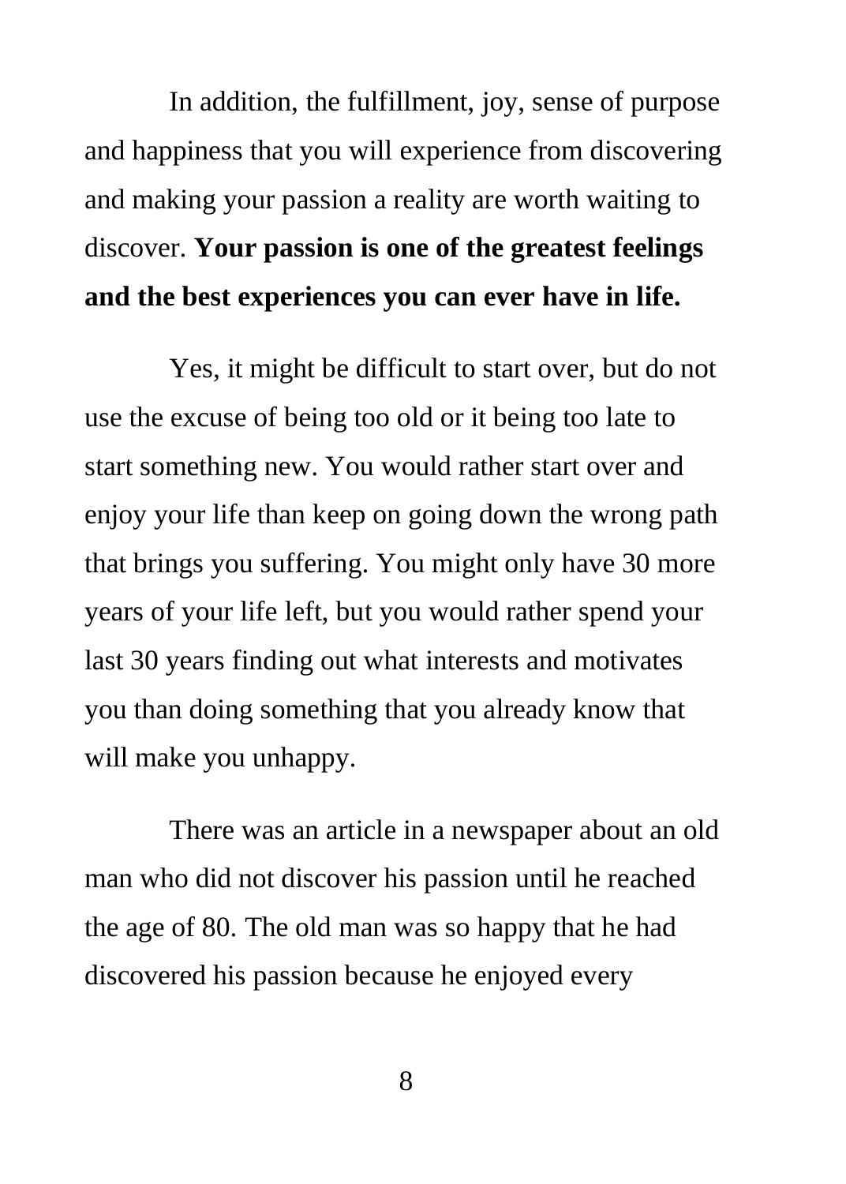In addition, the fulfillment, joy, sense of purpose and happiness that you will experience from discovering and making your passion a reality are worth waiting to discover. **Your passion is one of the greatest feelings and the best experiences you can ever have in life.**

Yes, it might be difficult to start over, but do not use the excuse of being too old or it being too late to start something new. You would rather start over and enjoy your life than keep on going down the wrong path that brings you suffering. You might only have 30 more years of your life left, but you would rather spend your last 30 years finding out what interests and motivates you than doing something that you already know that will make you unhappy.

There was an article in a newspaper about an old man who did not discover his passion until he reached the age of 80. The old man was so happy that he had discovered his passion because he enjoyed every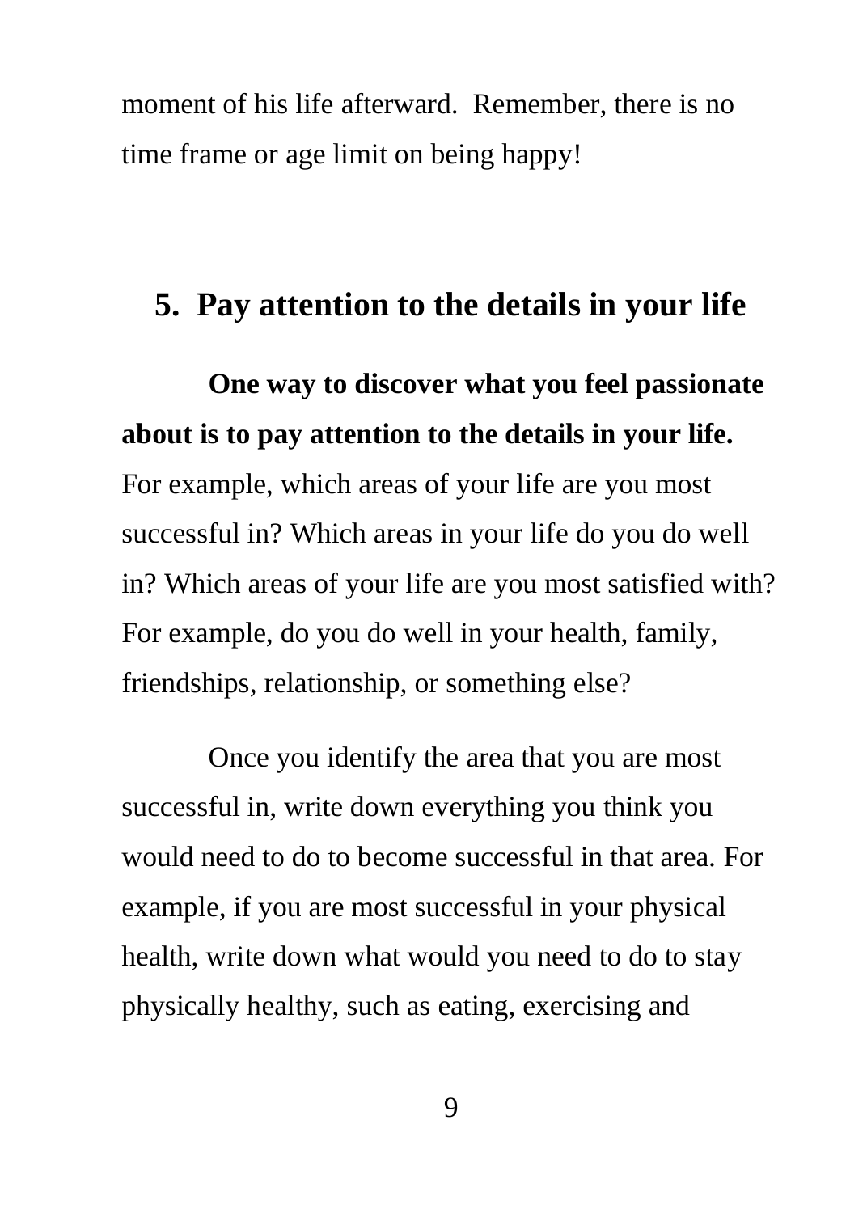moment of his life afterward.  Remember, there is no time frame or age limit on being happy!

## 5.  Pay attention to the details in your life

**One way to discover what you feel passionate about is to pay attention to the details in your life.** For example, which areas of your life are you most successful in? Which areas in your life do you do well in? Which areas of your life are you most satisfied with? For example, do you do well in your health, family, friendships, relationship, or something else?

Once you identify the area that you are most successful in, write down everything you think you would need to do to become successful in that area. For example, if you are most successful in your physical health, write down what would you need to do to stay physically healthy, such as eating, exercising and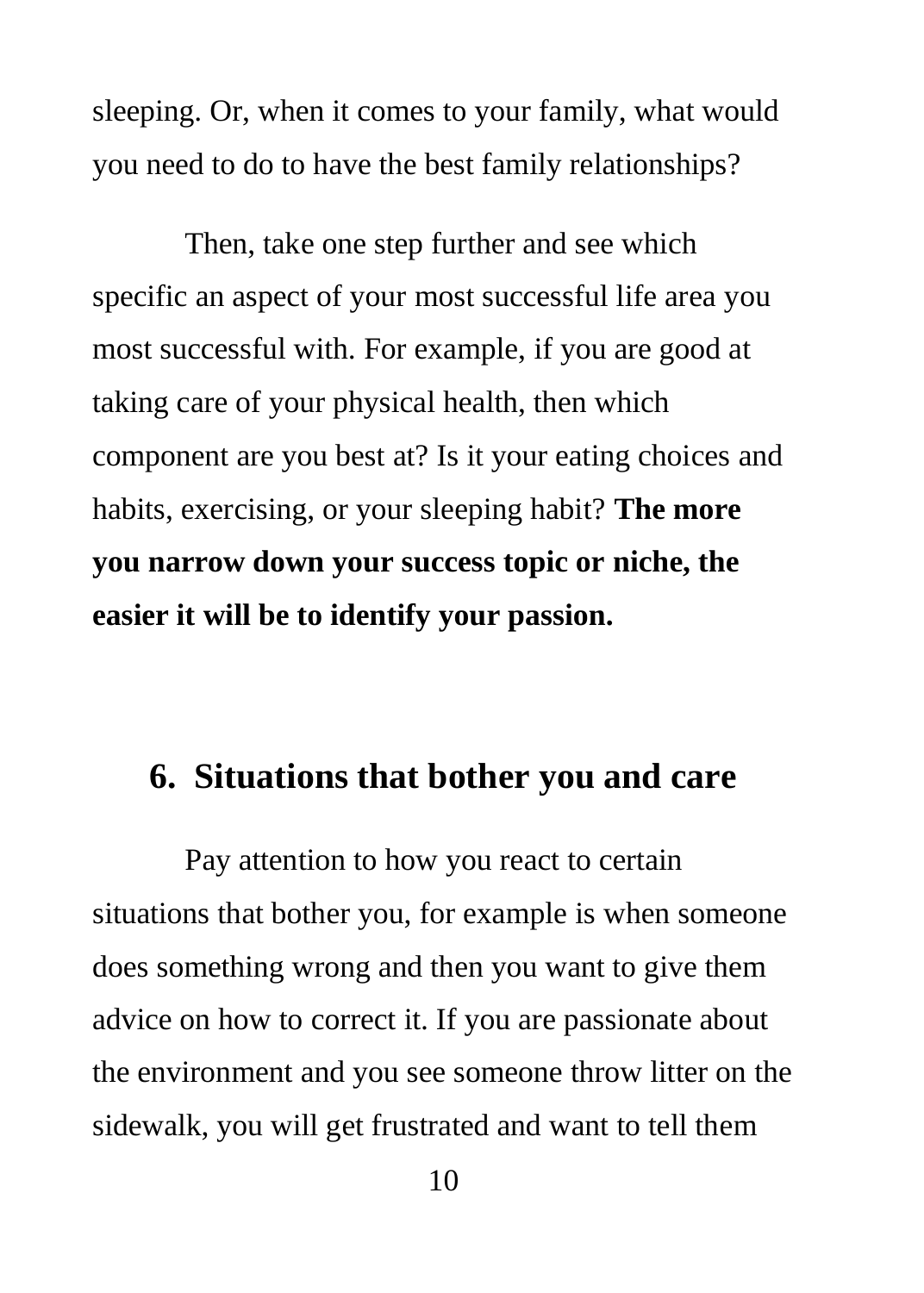sleeping. Or, when it comes to your family, what would you need to do to have the best family relationships?

Then, take one step further and see which specific an aspect of your most successful life area you most successful with. For example, if you are good at taking care of your physical health, then which component are you best at? Is it your eating choices and habits, exercising, or your sleeping habit? **The more you narrow down your success topic or niche, the easier it will be to identify your passion.**

## 6. Situations that bother you and care

Pay attention to how you react to certain situations that bother you, for example is when someone does something wrong and then you want to give them advice on how to correct it. If you are passionate about the environment and you see someone throw litter on the sidewalk, you will get frustrated and want to tell them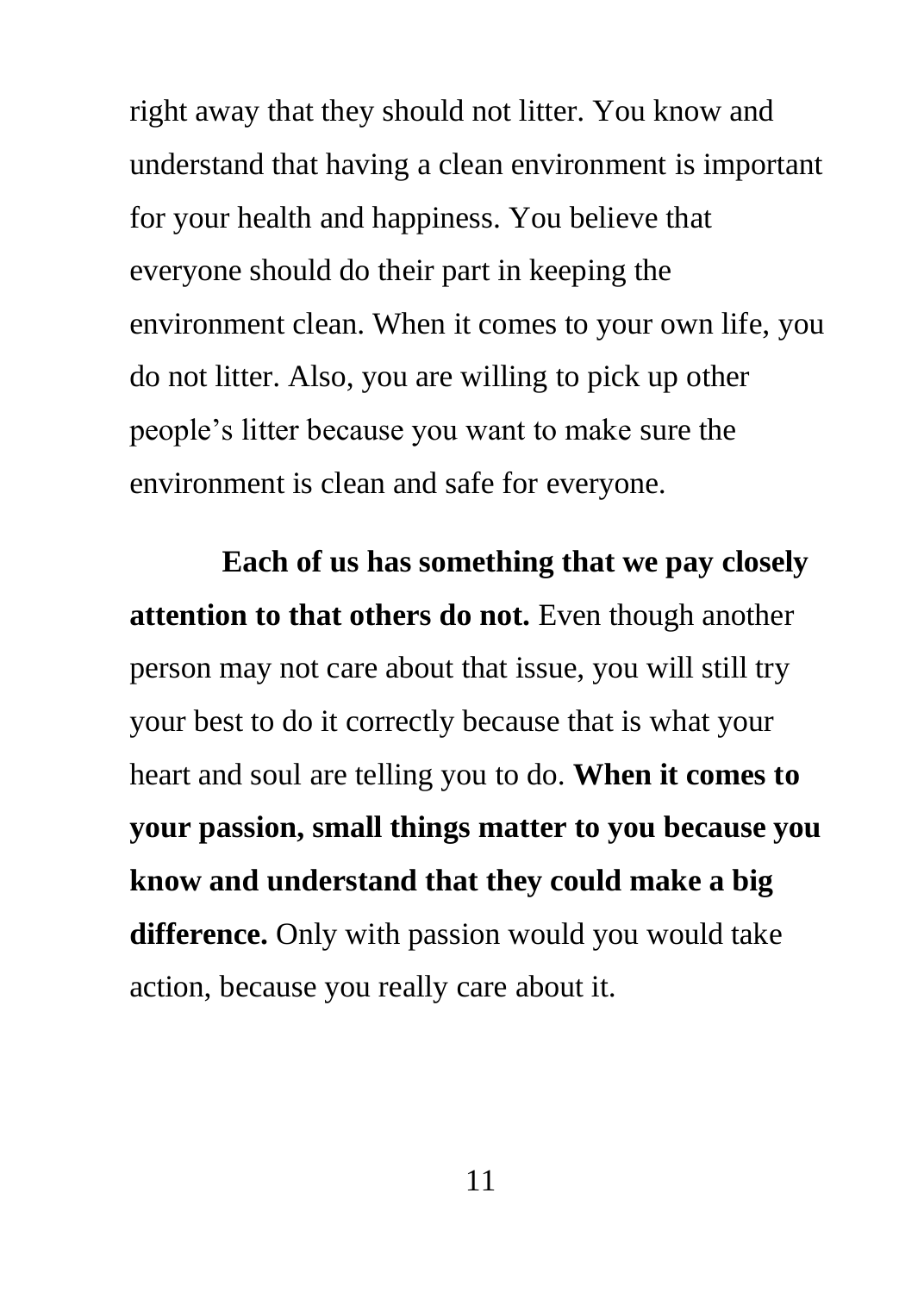right away that they should not litter. You know and understand that having a clean environment is important for your health and happiness. You believe that everyone should do their part in keeping the environment clean. When it comes to your own life, you do not litter. Also, you are willing to pick up other people's litter because you want to make sure the environment is clean and safe for everyone.

**Each of us has something that we pay closely attention to that others do not.** Even though another person may not care about that issue, you will still try your best to do it correctly because that is what your heart and soul are telling you to do. **When it comes to your passion, small things matter to you because you know and understand that they could make a big difference.** Only with passion would you would take action, because you really care about it.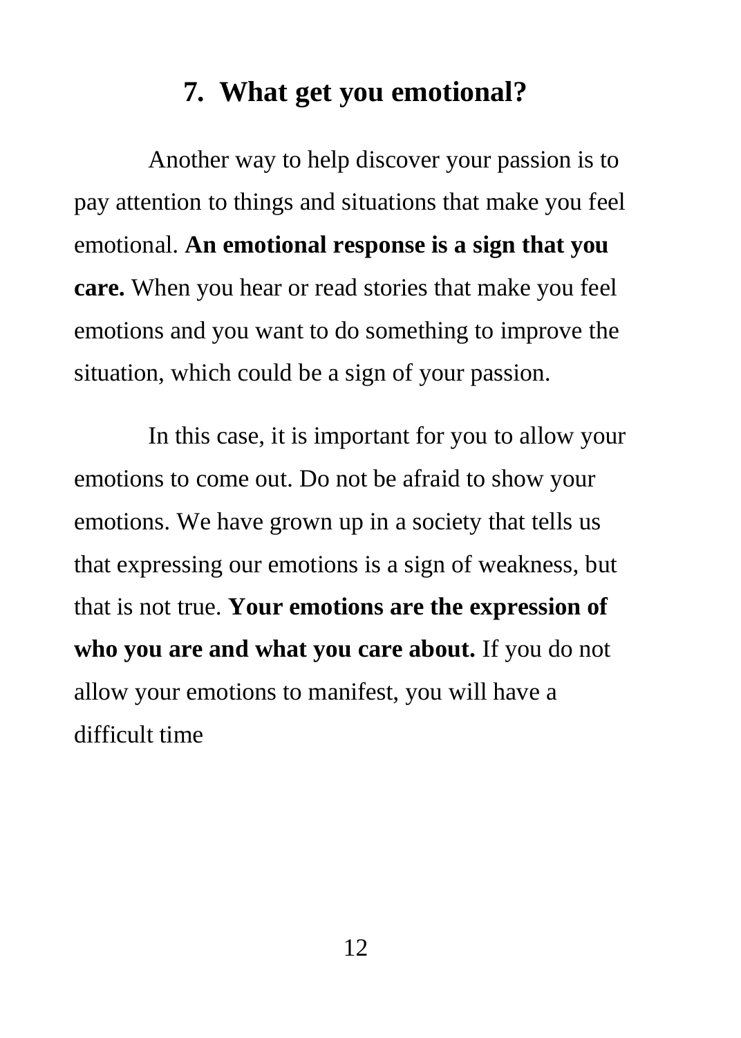## 7. What get you emotional?

Another way to help discover your passion is to pay attention to things and situations that make you feel emotional. **An emotional response is a sign that you care.** When you hear or read stories that make you feel emotions and you want to do something to improve the situation, which could be a sign of your passion.

In this case, it is important for you to allow your emotions to come out. Do not be afraid to show your emotions. We have grown up in a society that tells us that expressing our emotions is a sign of weakness, but that is not true. **Your emotions are the expression of who you are and what you care about.** If you do not allow your emotions to manifest, you will have a difficult time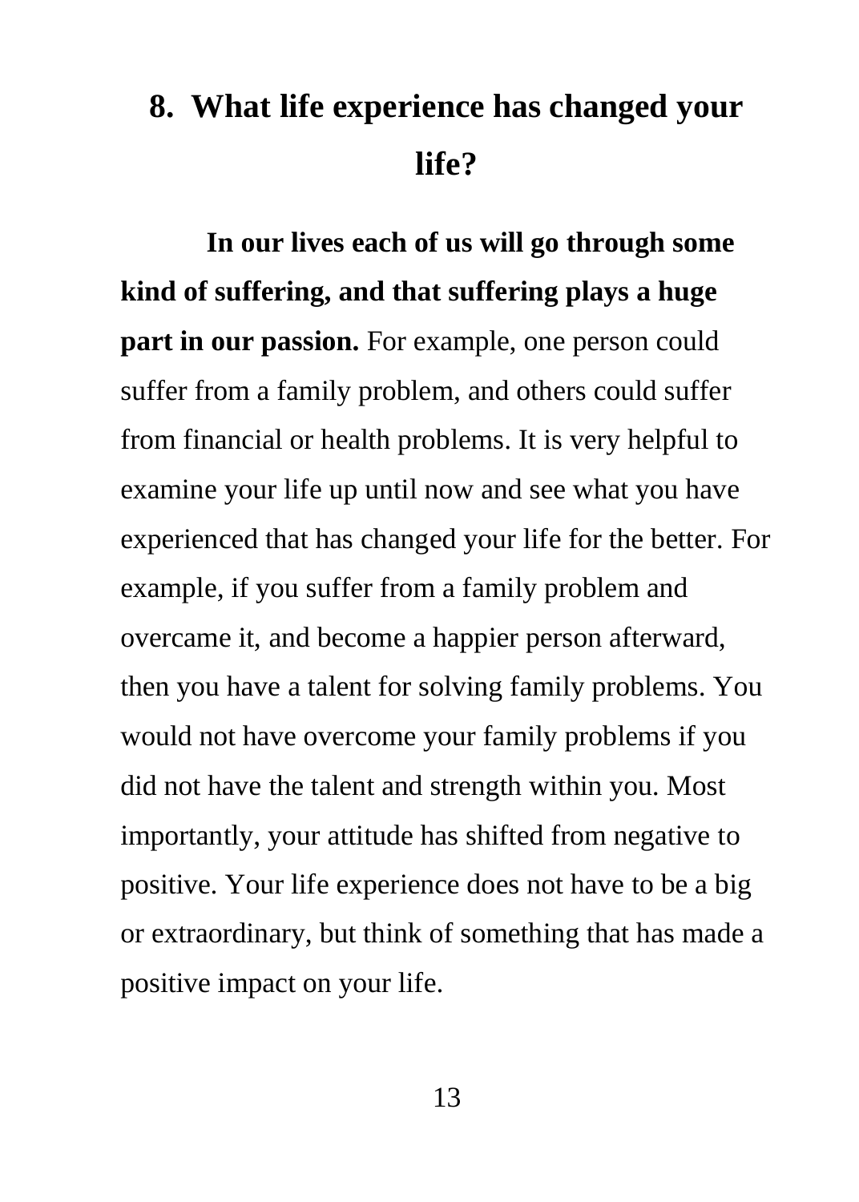## 8. What life experience has changed your life?

**In our lives each of us will go through some kind of suffering, and that suffering plays a huge part in our passion.** For example, one person could suffer from a family problem, and others could suffer from financial or health problems. It is very helpful to examine your life up until now and see what you have experienced that has changed your life for the better. For example, if you suffer from a family problem and overcame it, and become a happier person afterward, then you have a talent for solving family problems. You would not have overcome your family problems if you did not have the talent and strength within you. Most importantly, your attitude has shifted from negative to positive. Your life experience does not have to be a big or extraordinary, but think of something that has made a positive impact on your life.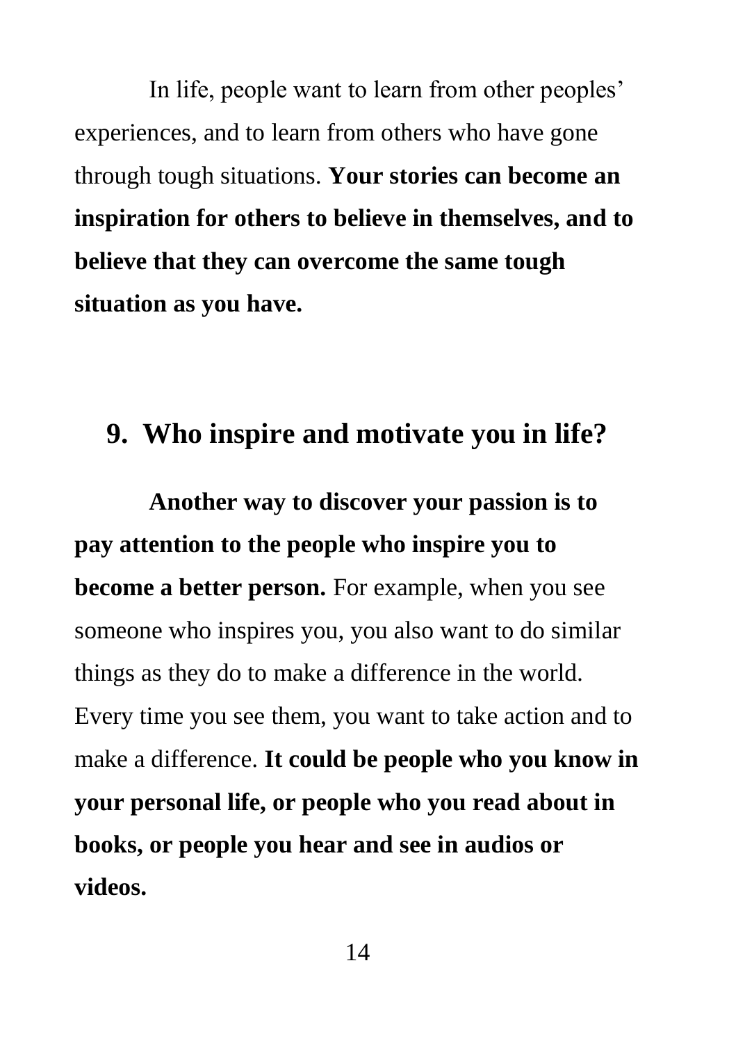In life, people want to learn from other peoples' experiences, and to learn from others who have gone through tough situations. **Your stories can become an inspiration for others to believe in themselves, and to believe that they can overcome the same tough situation as you have.**

## 9. Who inspire and motivate you in life?

**Another way to discover your passion is to pay attention to the people who inspire you to become a better person.** For example, when you see someone who inspires you, you also want to do similar things as they do to make a difference in the world. Every time you see them, you want to take action and to make a difference. **It could be people who you know in your personal life, or people who you read about in books, or people you hear and see in audios or videos.**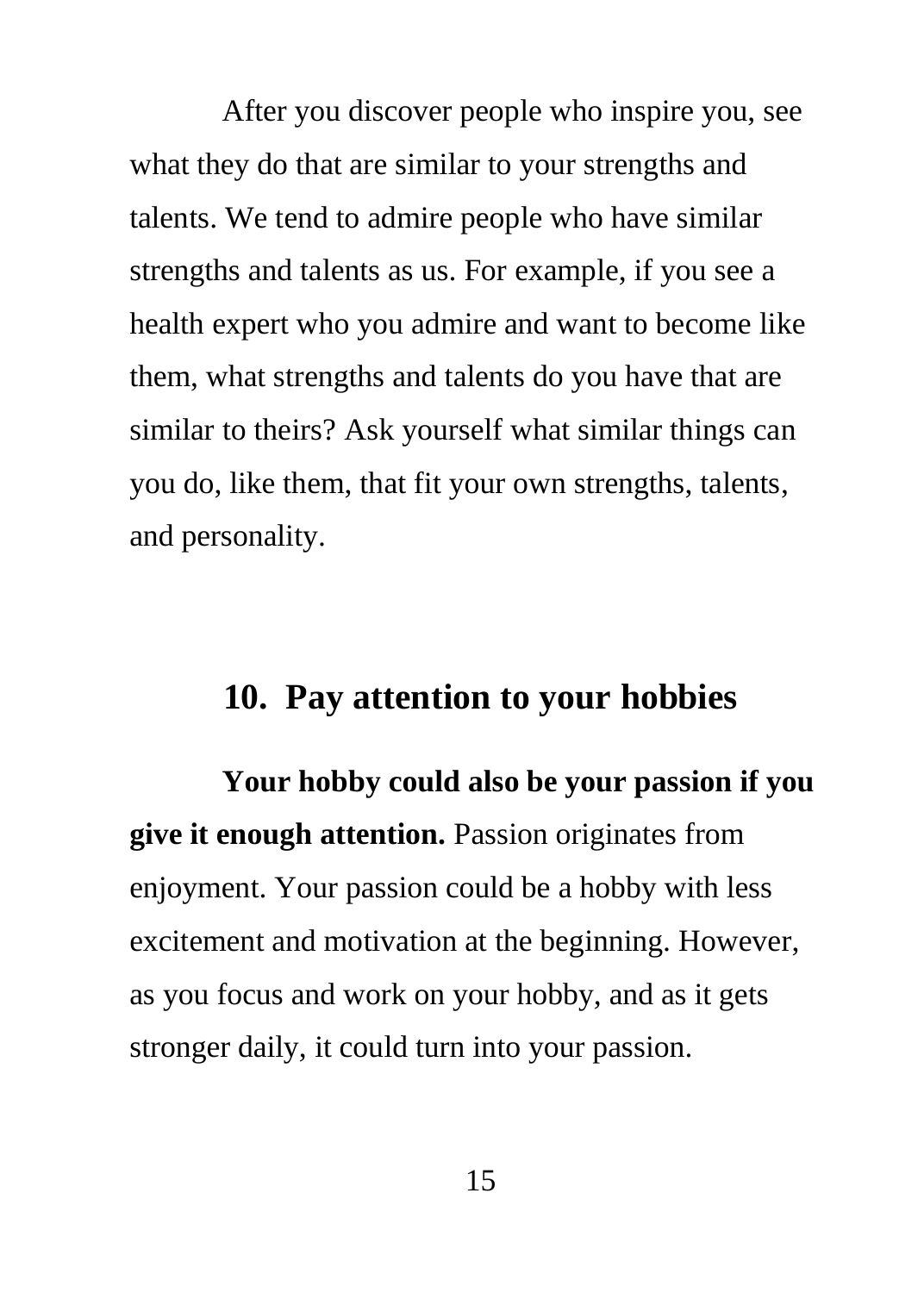After you discover people who inspire you, see what they do that are similar to your strengths and talents. We tend to admire people who have similar strengths and talents as us. For example, if you see a health expert who you admire and want to become like them, what strengths and talents do you have that are similar to theirs? Ask yourself what similar things can you do, like them, that fit your own strengths, talents, and personality.

## 10. Pay attention to your hobbies

**Your hobby could also be your passion if you give it enough attention.** Passion originates from enjoyment. Your passion could be a hobby with less excitement and motivation at the beginning. However, as you focus and work on your hobby, and as it gets stronger daily, it could turn into your passion.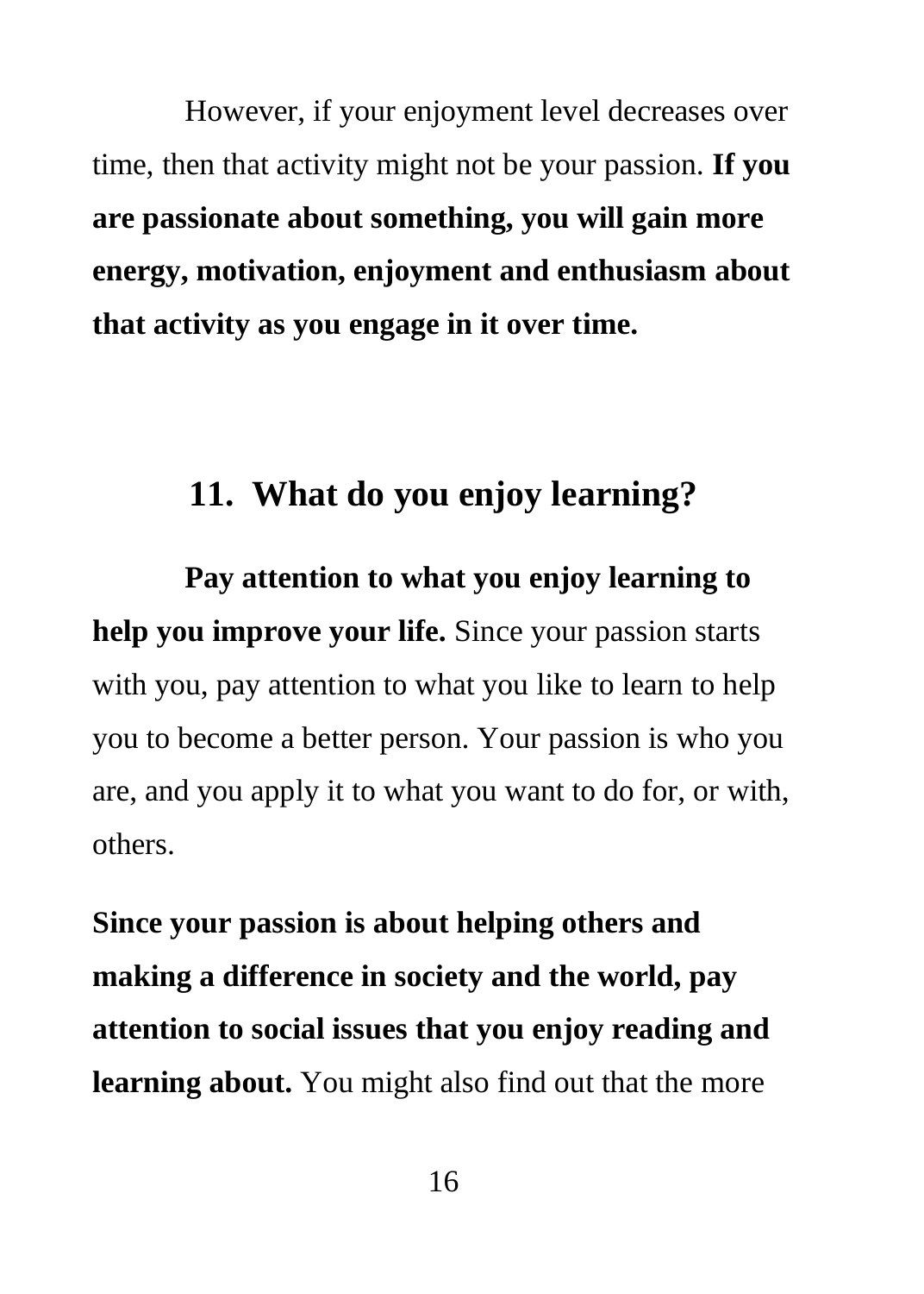However, if your enjoyment level decreases over time, then that activity might not be your passion. **If you are passionate about something, you will gain more energy, motivation, enjoyment and enthusiasm about that activity as you engage in it over time.**

## 11. What do you enjoy learning?

**Pay attention to what you enjoy learning to help you improve your life.** Since your passion starts with you, pay attention to what you like to learn to help you to become a better person. Your passion is who you are, and you apply it to what you want to do for, or with, others.

**Since your passion is about helping others and making a difference in society and the world, pay attention to social issues that you enjoy reading and learning about.** You might also find out that the more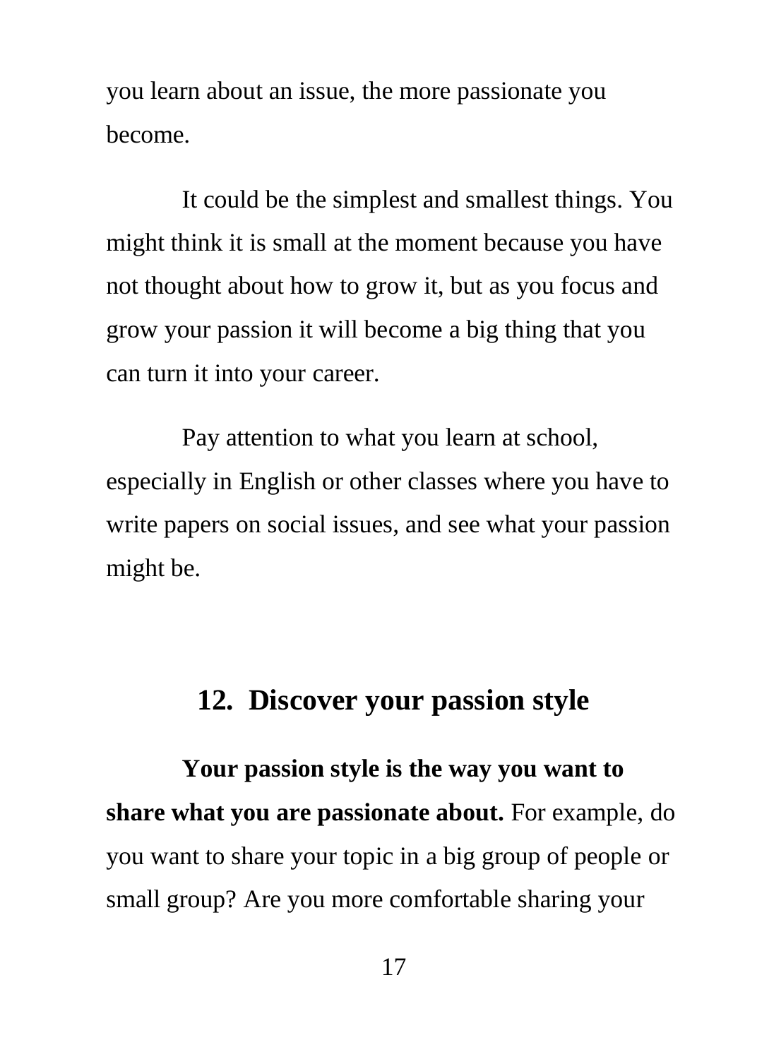you learn about an issue, the more passionate you become.

It could be the simplest and smallest things. You might think it is small at the moment because you have not thought about how to grow it, but as you focus and grow your passion it will become a big thing that you can turn it into your career.

Pay attention to what you learn at school, especially in English or other classes where you have to write papers on social issues, and see what your passion might be.

## 12. Discover your passion style

**Your passion style is the way you want to share what you are passionate about.** For example, do you want to share your topic in a big group of people or small group? Are you more comfortable sharing your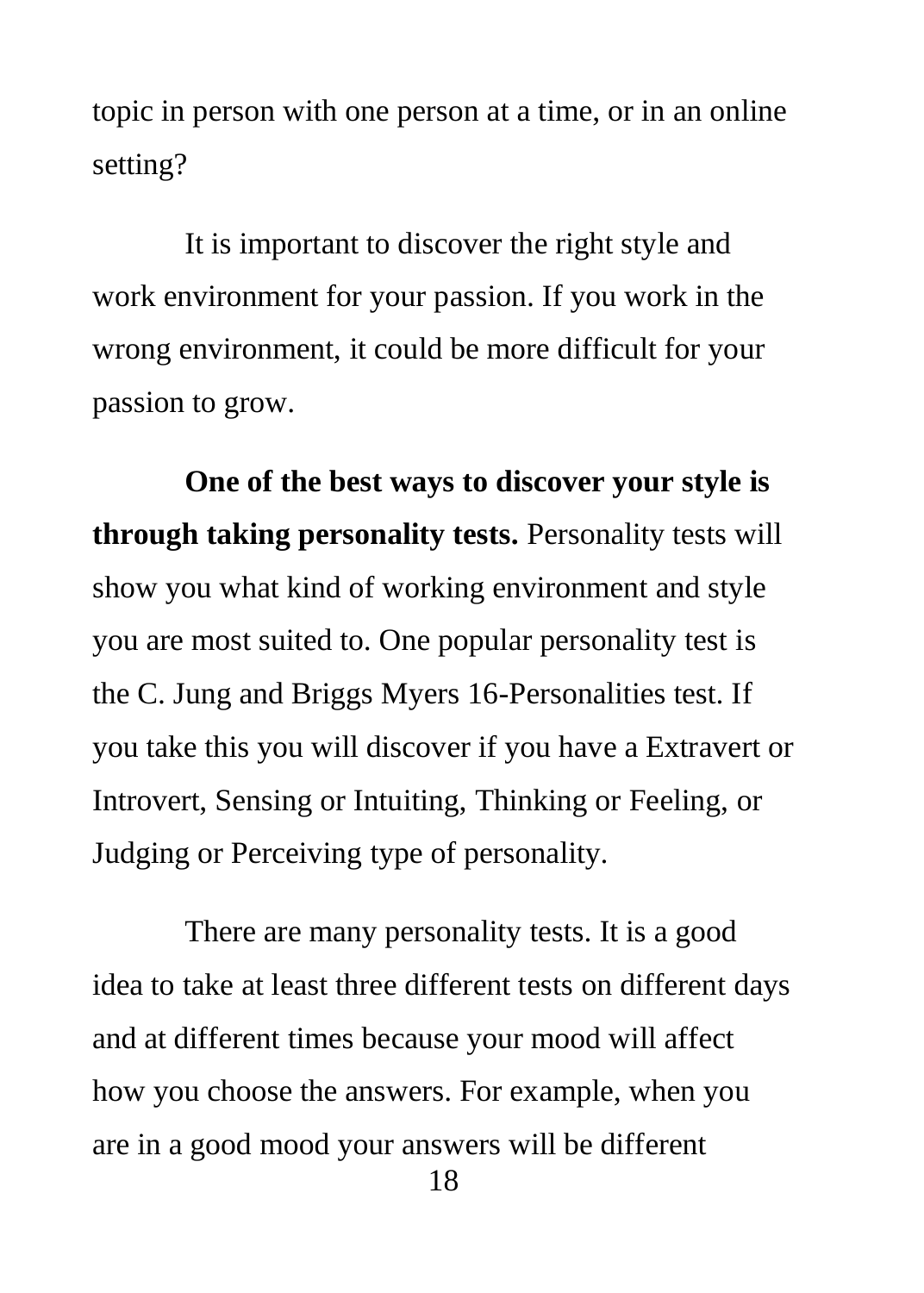topic in person with one person at a time, or in an online setting?

It is important to discover the right style and work environment for your passion. If you work in the wrong environment, it could be more difficult for your passion to grow.

**One of the best ways to discover your style is through taking personality tests.** Personality tests will show you what kind of working environment and style you are most suited to. One popular personality test is the C. Jung and Briggs Myers 16-Personalities test. If you take this you will discover if you have a Extravert or Introvert, Sensing or Intuiting, Thinking or Feeling, or Judging or Perceiving type of personality.

There are many personality tests. It is a good idea to take at least three different tests on different days and at different times because your mood will affect how you choose the answers. For example, when you are in a good mood your answers will be different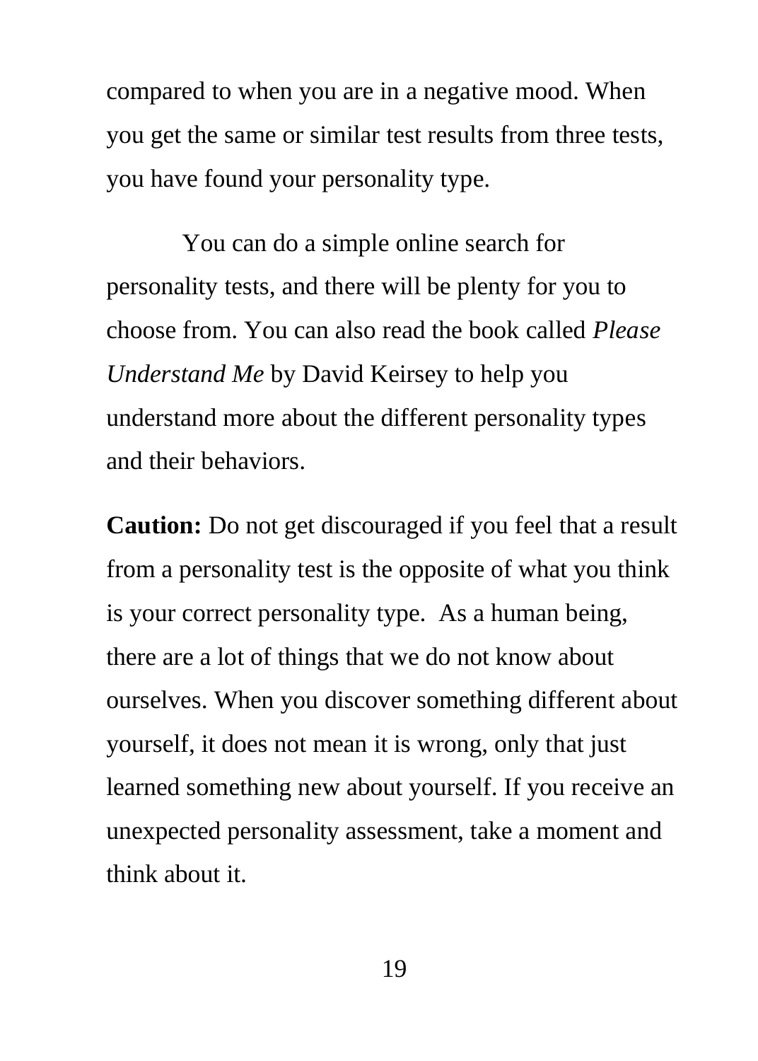compared to when you are in a negative mood. When you get the same or similar test results from three tests, you have found your personality type.

You can do a simple online search for personality tests, and there will be plenty for you to choose from. You can also read the book called *Please Understand Me* by David Keirsey to help you understand more about the different personality types and their behaviors.

**Caution:** Do not get discouraged if you feel that a result from a personality test is the opposite of what you think is your correct personality type.  As a human being, there are a lot of things that we do not know about ourselves. When you discover something different about yourself, it does not mean it is wrong, only that just learned something new about yourself. If you receive an unexpected personality assessment, take a moment and think about it.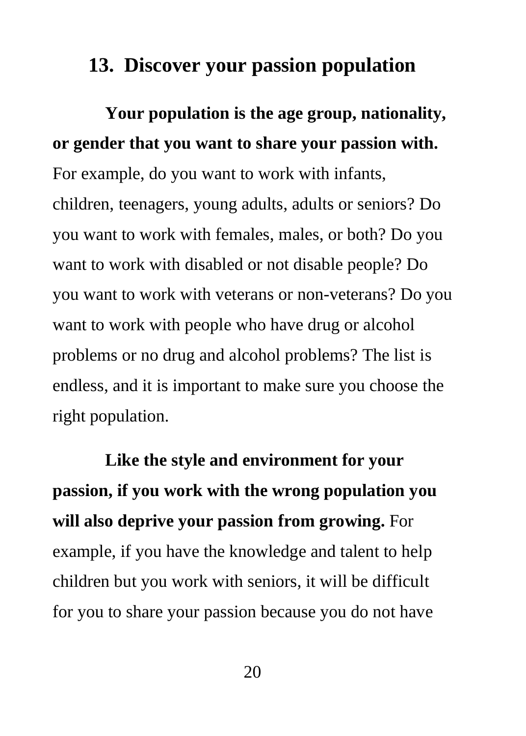## 13. Discover your passion population

**Your population is the age group, nationality, or gender that you want to share your passion with.** For example, do you want to work with infants, children, teenagers, young adults, adults or seniors? Do you want to work with females, males, or both? Do you want to work with disabled or not disable people? Do you want to work with veterans or non-veterans? Do you want to work with people who have drug or alcohol problems or no drug and alcohol problems? The list is endless, and it is important to make sure you choose the right population.

**Like the style and environment for your passion, if you work with the wrong population you will also deprive your passion from growing.** For example, if you have the knowledge and talent to help children but you work with seniors, it will be difficult for you to share your passion because you do not have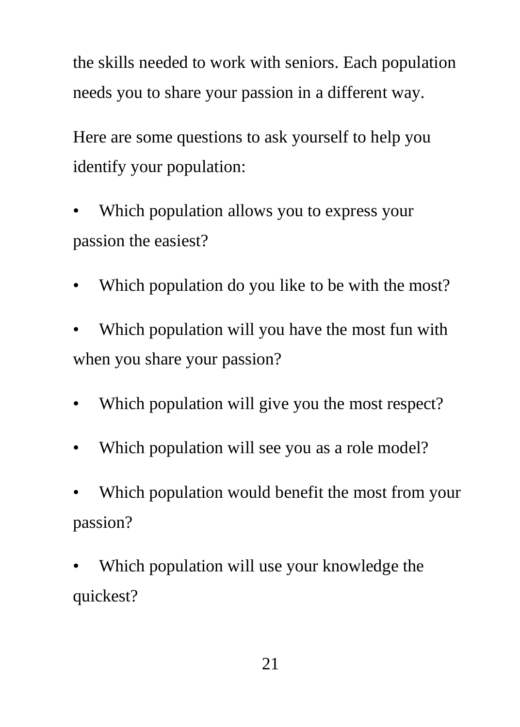the skills needed to work with seniors. Each population needs you to share your passion in a different way.

Here are some questions to ask yourself to help you identify your population:

- Which population allows you to express your passion the easiest?
- Which population do you like to be with the most?
- Which population will you have the most fun with when you share your passion?
- Which population will give you the most respect?
- Which population will see you as a role model?
- Which population would benefit the most from your passion?
- Which population will use your knowledge the quickest?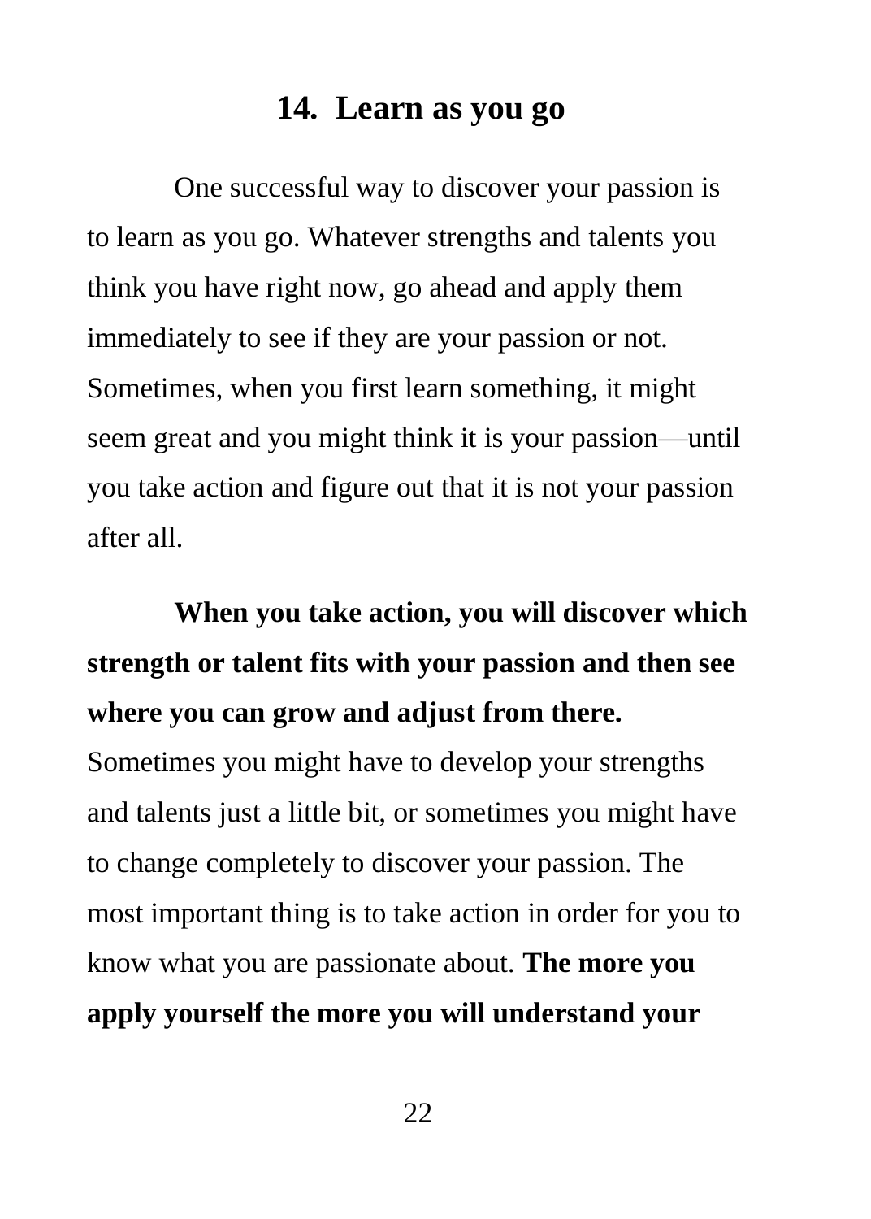## 14. Learn as you go

One successful way to discover your passion is to learn as you go. Whatever strengths and talents you think you have right now, go ahead and apply them immediately to see if they are your passion or not. Sometimes, when you first learn something, it might seem great and you might think it is your passion—until you take action and figure out that it is not your passion after all.

**When you take action, you will discover which strength or talent fits with your passion and then see where you can grow and adjust from there.** Sometimes you might have to develop your strengths and talents just a little bit, or sometimes you might have to change completely to discover your passion. The most important thing is to take action in order for you to know what you are passionate about. **The more you apply yourself the more you will understand your**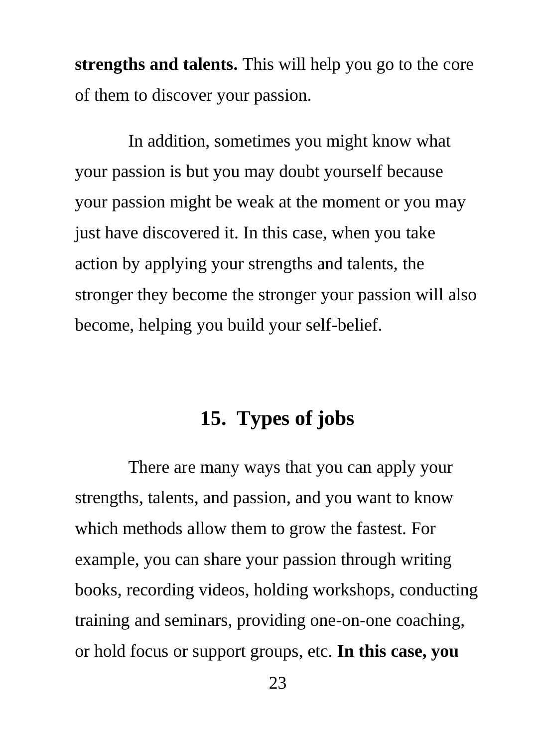**strengths and talents.** This will help you go to the core of them to discover your passion.

In addition, sometimes you might know what your passion is but you may doubt yourself because your passion might be weak at the moment or you may just have discovered it. In this case, when you take action by applying your strengths and talents, the stronger they become the stronger your passion will also become, helping you build your self-belief.

## 15. Types of jobs

There are many ways that you can apply your strengths, talents, and passion, and you want to know which methods allow them to grow the fastest. For example, you can share your passion through writing books, recording videos, holding workshops, conducting training and seminars, providing one-on-one coaching, or hold focus or support groups, etc. **In this case, you**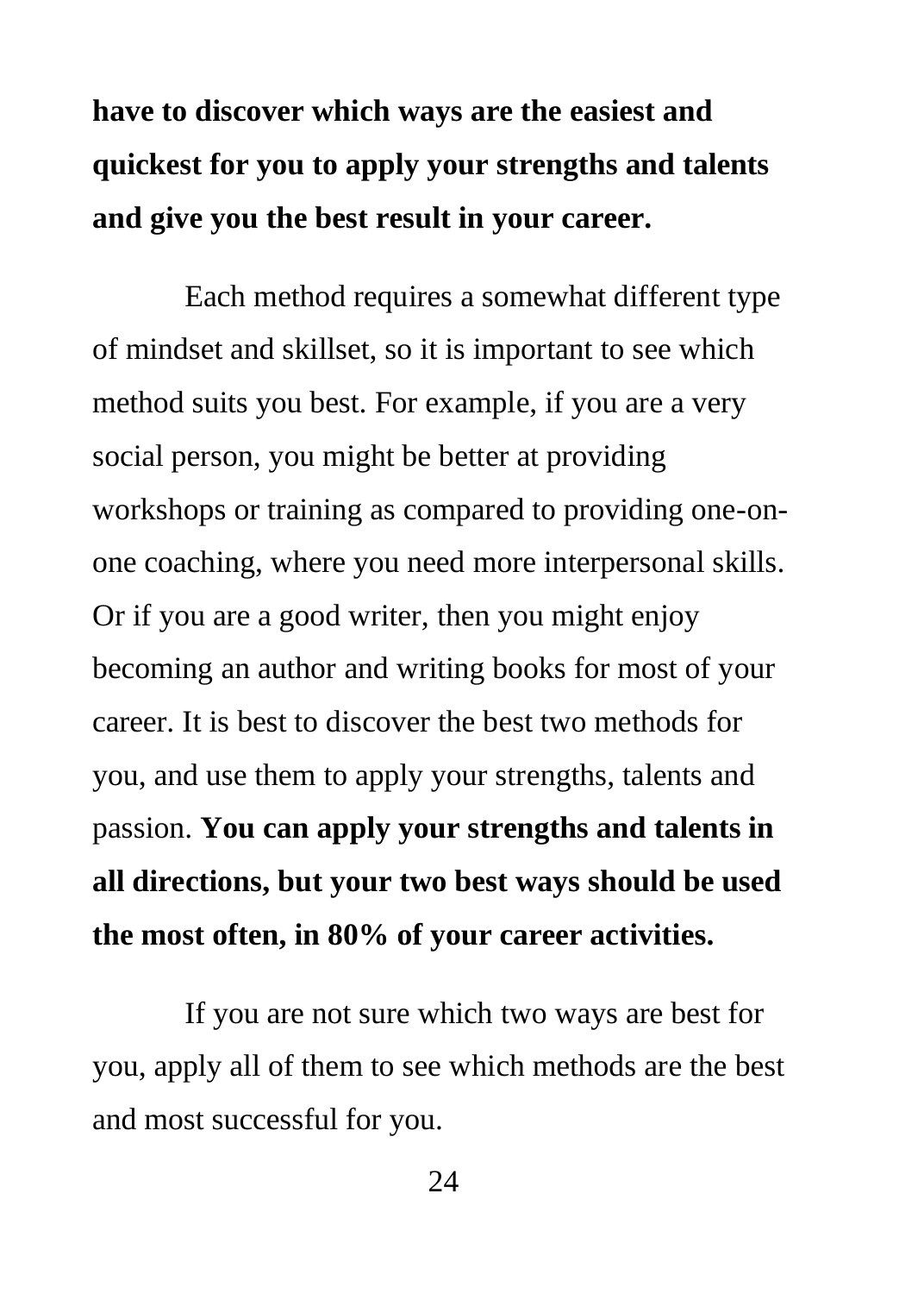**have to discover which ways are the easiest and quickest for you to apply your strengths and talents and give you the best result in your career.**

Each method requires a somewhat different type of mindset and skillset, so it is important to see which method suits you best. For example, if you are a very social person, you might be better at providing workshops or training as compared to providing one-on-one coaching, where you need more interpersonal skills. Or if you are a good writer, then you might enjoy becoming an author and writing books for most of your career. It is best to discover the best two methods for you, and use them to apply your strengths, talents and passion. **You can apply your strengths and talents in all directions, but your two best ways should be used the most often, in 80% of your career activities.**

If you are not sure which two ways are best for you, apply all of them to see which methods are the best and most successful for you.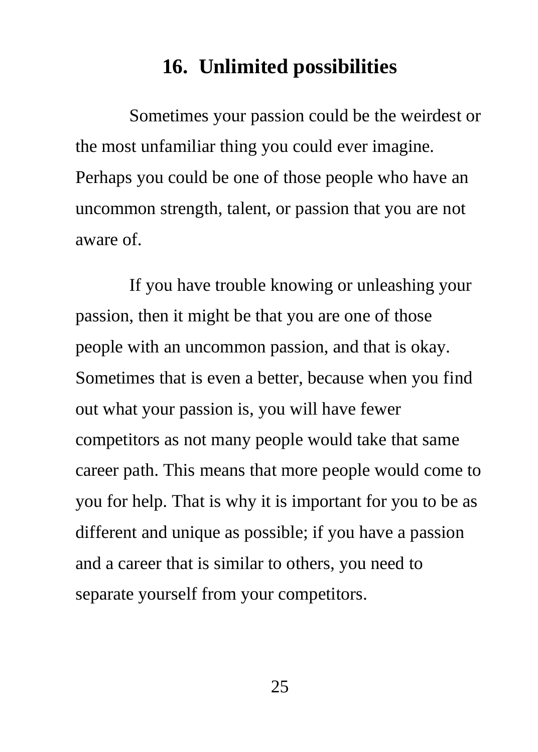## 16. Unlimited possibilities

Sometimes your passion could be the weirdest or the most unfamiliar thing you could ever imagine. Perhaps you could be one of those people who have an uncommon strength, talent, or passion that you are not aware of.

If you have trouble knowing or unleashing your passion, then it might be that you are one of those people with an uncommon passion, and that is okay. Sometimes that is even a better, because when you find out what your passion is, you will have fewer competitors as not many people would take that same career path. This means that more people would come to you for help. That is why it is important for you to be as different and unique as possible; if you have a passion and a career that is similar to others, you need to separate yourself from your competitors.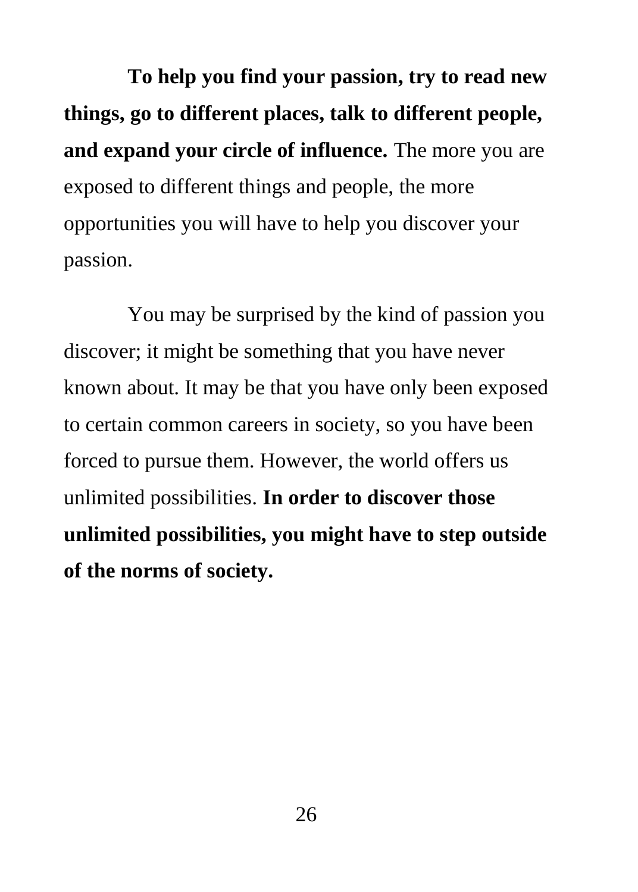**To help you find your passion, try to read new things, go to different places, talk to different people, and expand your circle of influence.** The more you are exposed to different things and people, the more opportunities you will have to help you discover your passion.

You may be surprised by the kind of passion you discover; it might be something that you have never known about. It may be that you have only been exposed to certain common careers in society, so you have been forced to pursue them. However, the world offers us unlimited possibilities. **In order to discover those unlimited possibilities, you might have to step outside of the norms of society.**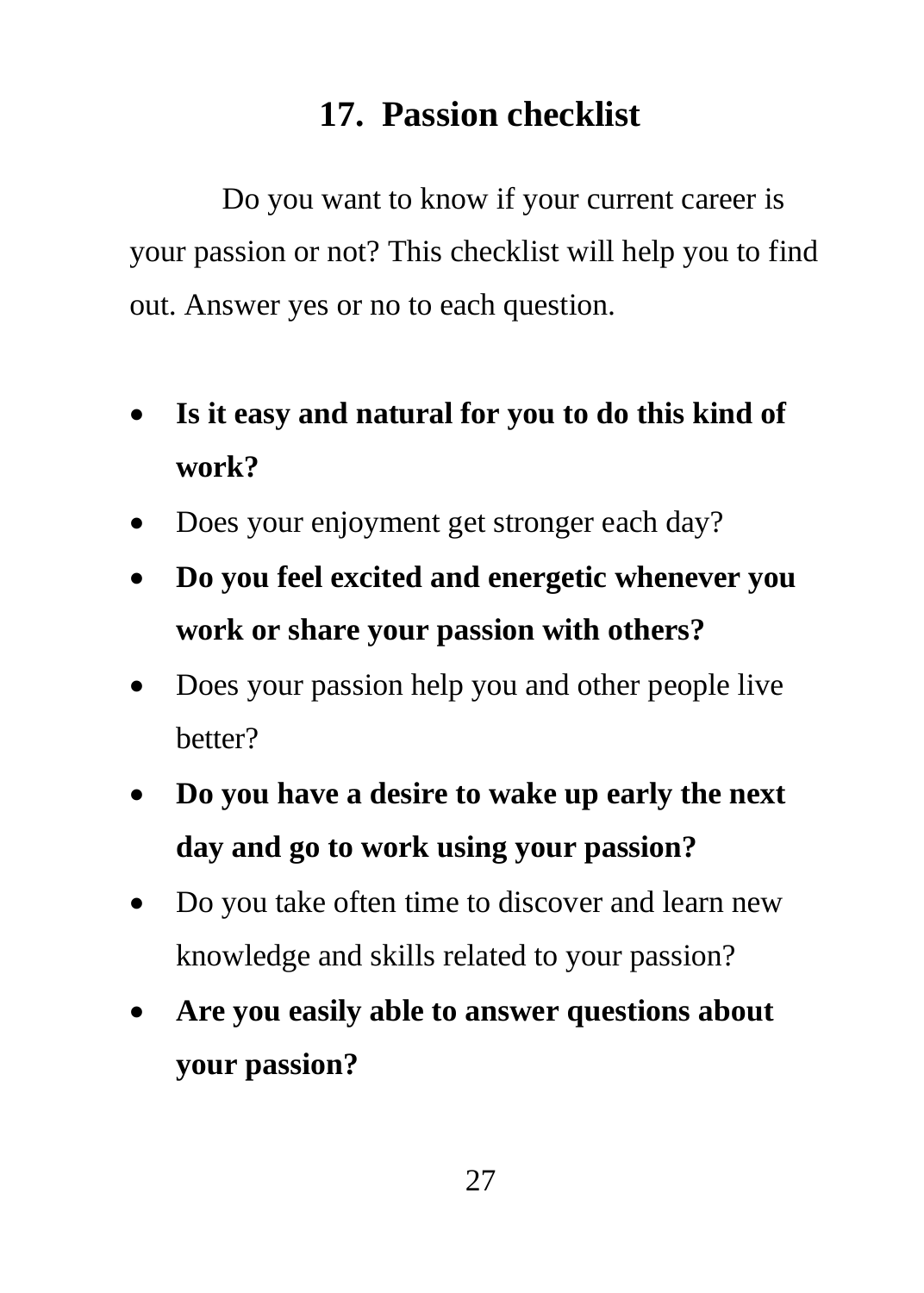## 17. Passion checklist

Do you want to know if your current career is your passion or not? This checklist will help you to find out. Answer yes or no to each question.

- **Is it easy and natural for you to do this kind of work?**
- Does your enjoyment get stronger each day?
- **Do you feel excited and energetic whenever you work or share your passion with others?**
- Does your passion help you and other people live better?
- **Do you have a desire to wake up early the next day and go to work using your passion?**
- Do you take often time to discover and learn new knowledge and skills related to your passion?
- **Are you easily able to answer questions about your passion?**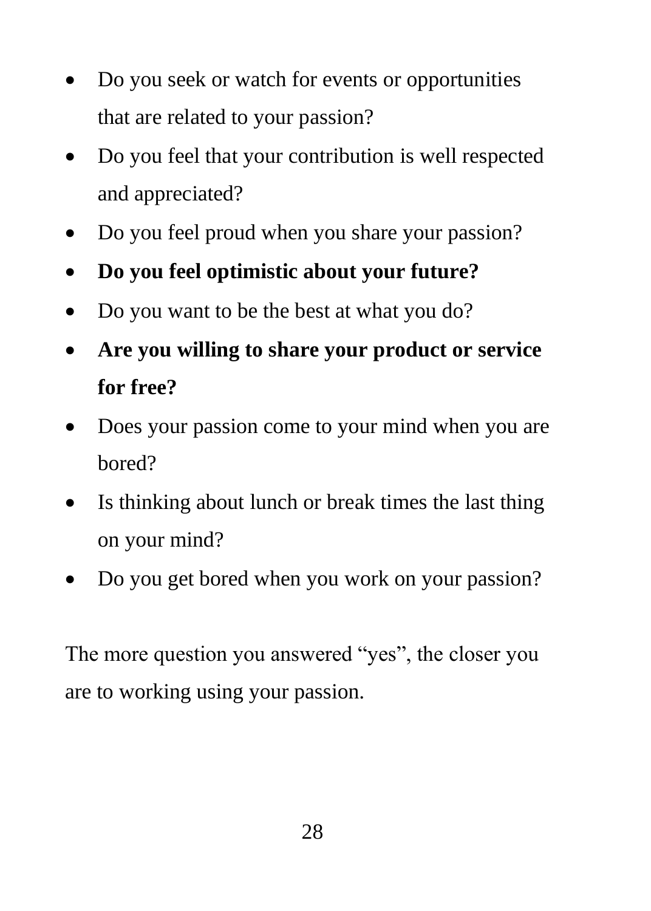- Do you seek or watch for events or opportunities that are related to your passion?
- Do you feel that your contribution is well respected and appreciated?
- Do you feel proud when you share your passion?
- **Do you feel optimistic about your future?**
- Do you want to be the best at what you do?
- **Are you willing to share your product or service for free?**
- Does your passion come to your mind when you are bored?
- Is thinking about lunch or break times the last thing on your mind?
- Do you get bored when you work on your passion?

The more question you answered "yes", the closer you are to working using your passion.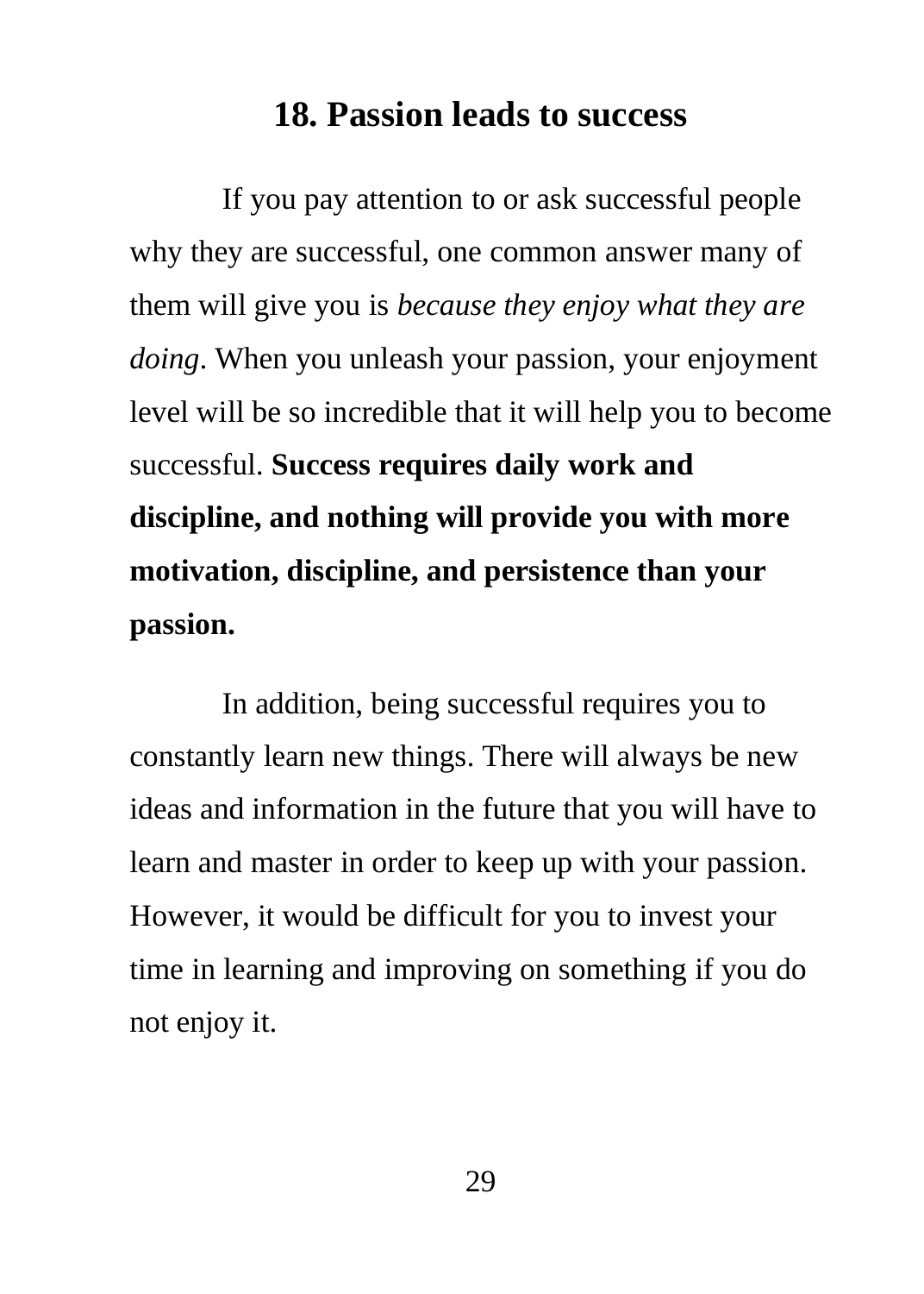## 18. Passion leads to success

If you pay attention to or ask successful people why they are successful, one common answer many of them will give you is *because they enjoy what they are doing*. When you unleash your passion, your enjoyment level will be so incredible that it will help you to become successful. **Success requires daily work and discipline, and nothing will provide you with more motivation, discipline, and persistence than your passion.**

In addition, being successful requires you to constantly learn new things. There will always be new ideas and information in the future that you will have to learn and master in order to keep up with your passion. However, it would be difficult for you to invest your time in learning and improving on something if you do not enjoy it.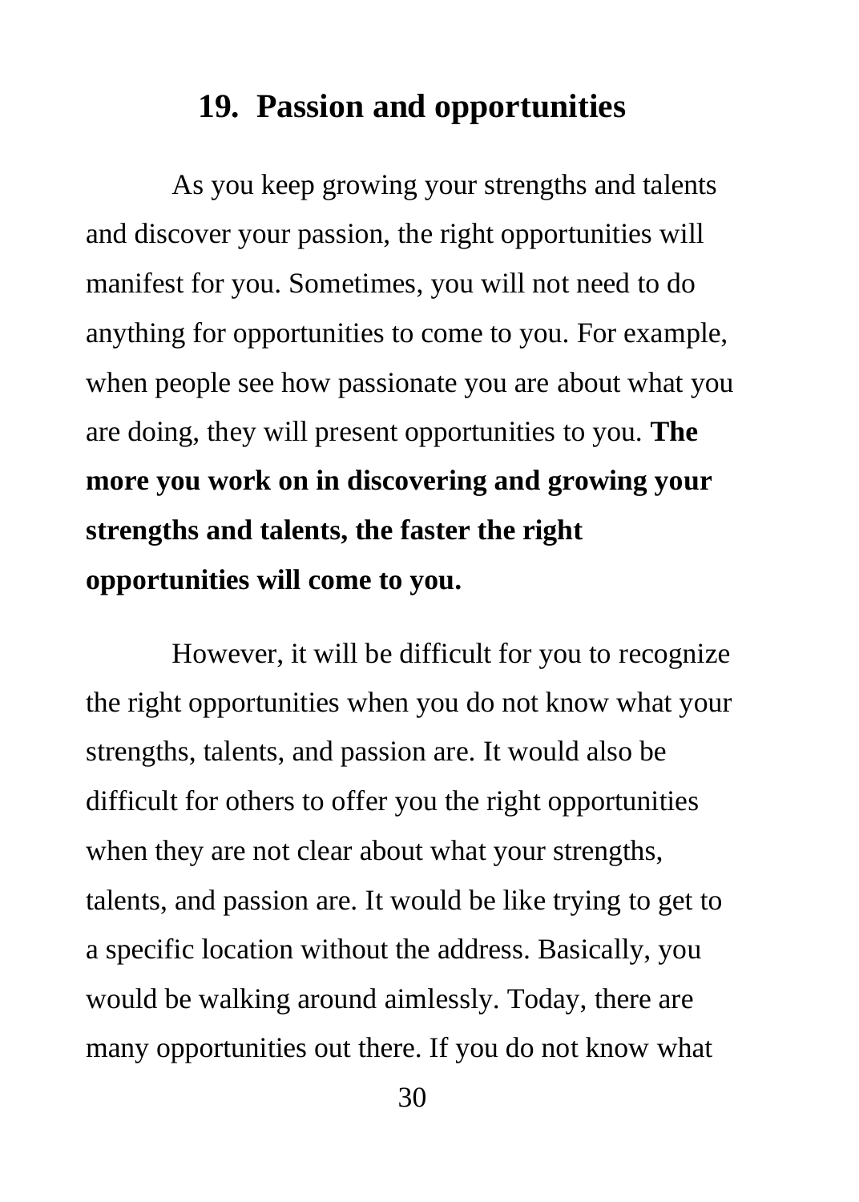## 19. Passion and opportunities

As you keep growing your strengths and talents and discover your passion, the right opportunities will manifest for you. Sometimes, you will not need to do anything for opportunities to come to you. For example, when people see how passionate you are about what you are doing, they will present opportunities to you. **The more you work on in discovering and growing your strengths and talents, the faster the right opportunities will come to you.**

However, it will be difficult for you to recognize the right opportunities when you do not know what your strengths, talents, and passion are. It would also be difficult for others to offer you the right opportunities when they are not clear about what your strengths, talents, and passion are. It would be like trying to get to a specific location without the address. Basically, you would be walking around aimlessly. Today, there are many opportunities out there. If you do not know what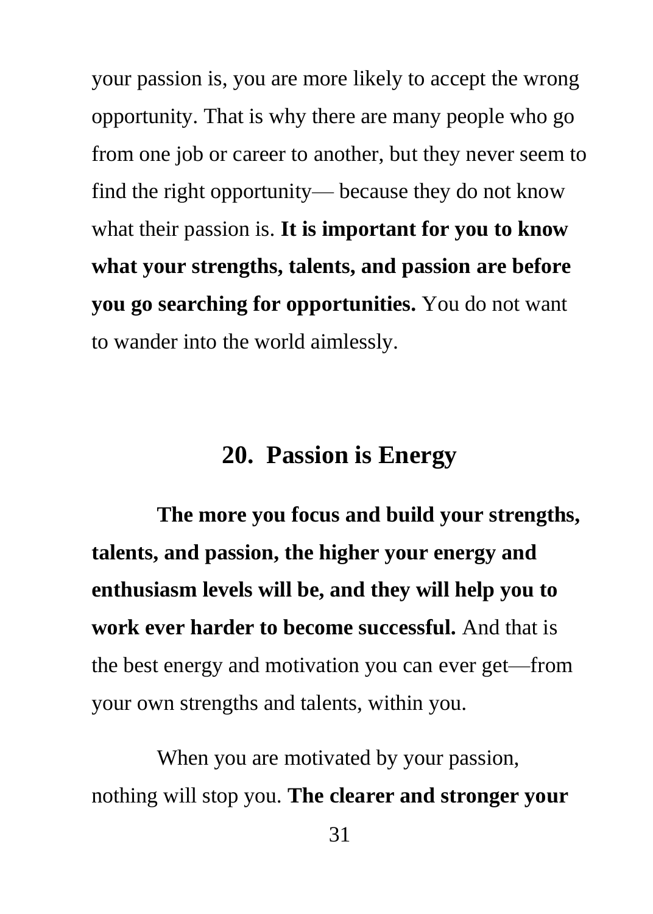your passion is, you are more likely to accept the wrong opportunity. That is why there are many people who go from one job or career to another, but they never seem to find the right opportunity— because they do not know what their passion is. **It is important for you to know what your strengths, talents, and passion are before you go searching for opportunities.** You do not want to wander into the world aimlessly.

## 20. Passion is Energy

**The more you focus and build your strengths, talents, and passion, the higher your energy and enthusiasm levels will be, and they will help you to work ever harder to become successful.** And that is the best energy and motivation you can ever get—from your own strengths and talents, within you.

When you are motivated by your passion, nothing will stop you. **The clearer and stronger your**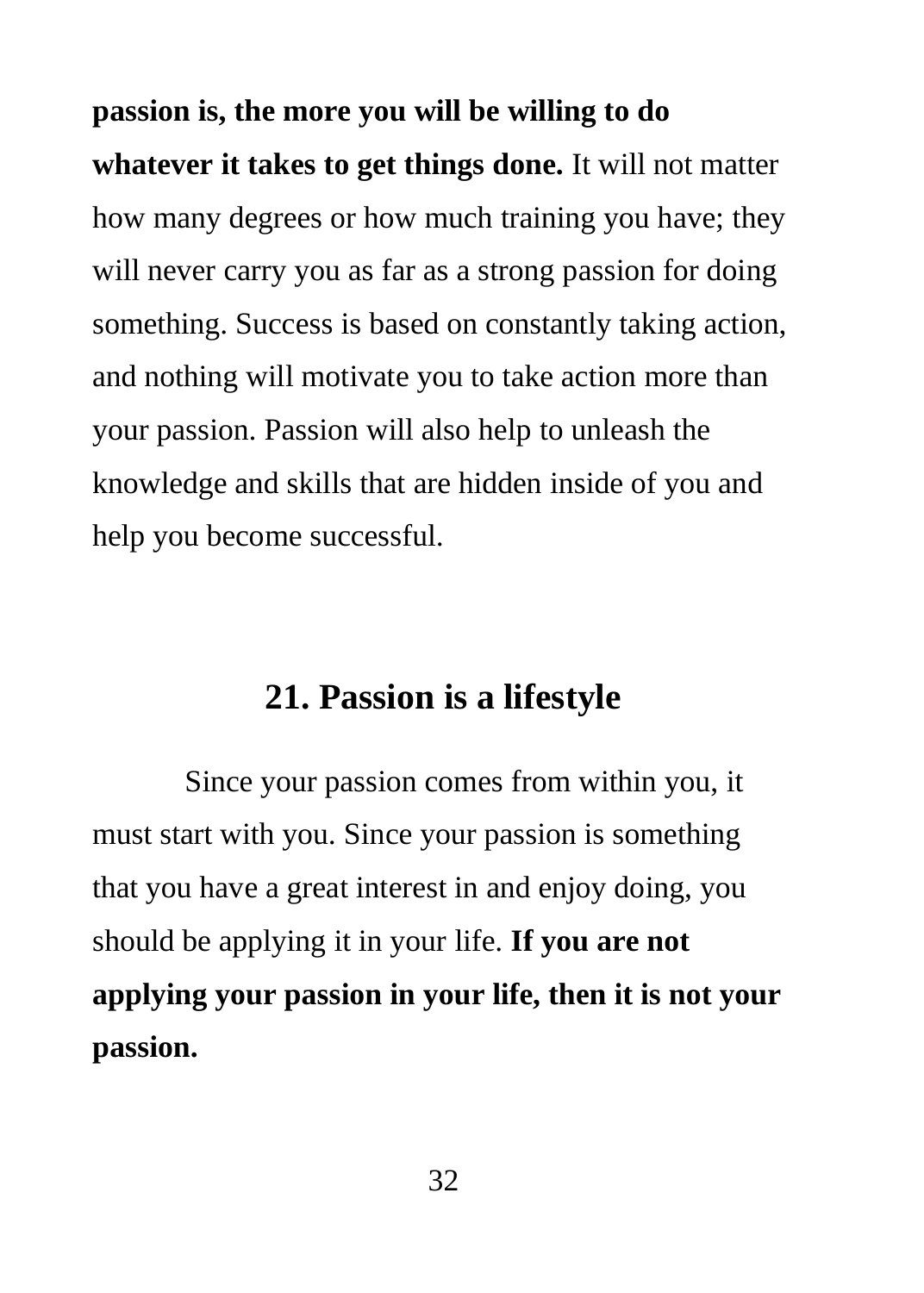**passion is, the more you will be willing to do whatever it takes to get things done.** It will not matter how many degrees or how much training you have; they will never carry you as far as a strong passion for doing something. Success is based on constantly taking action, and nothing will motivate you to take action more than your passion. Passion will also help to unleash the knowledge and skills that are hidden inside of you and help you become successful.

## 21. Passion is a lifestyle

Since your passion comes from within you, it must start with you. Since your passion is something that you have a great interest in and enjoy doing, you should be applying it in your life. **If you are not applying your passion in your life, then it is not your passion.**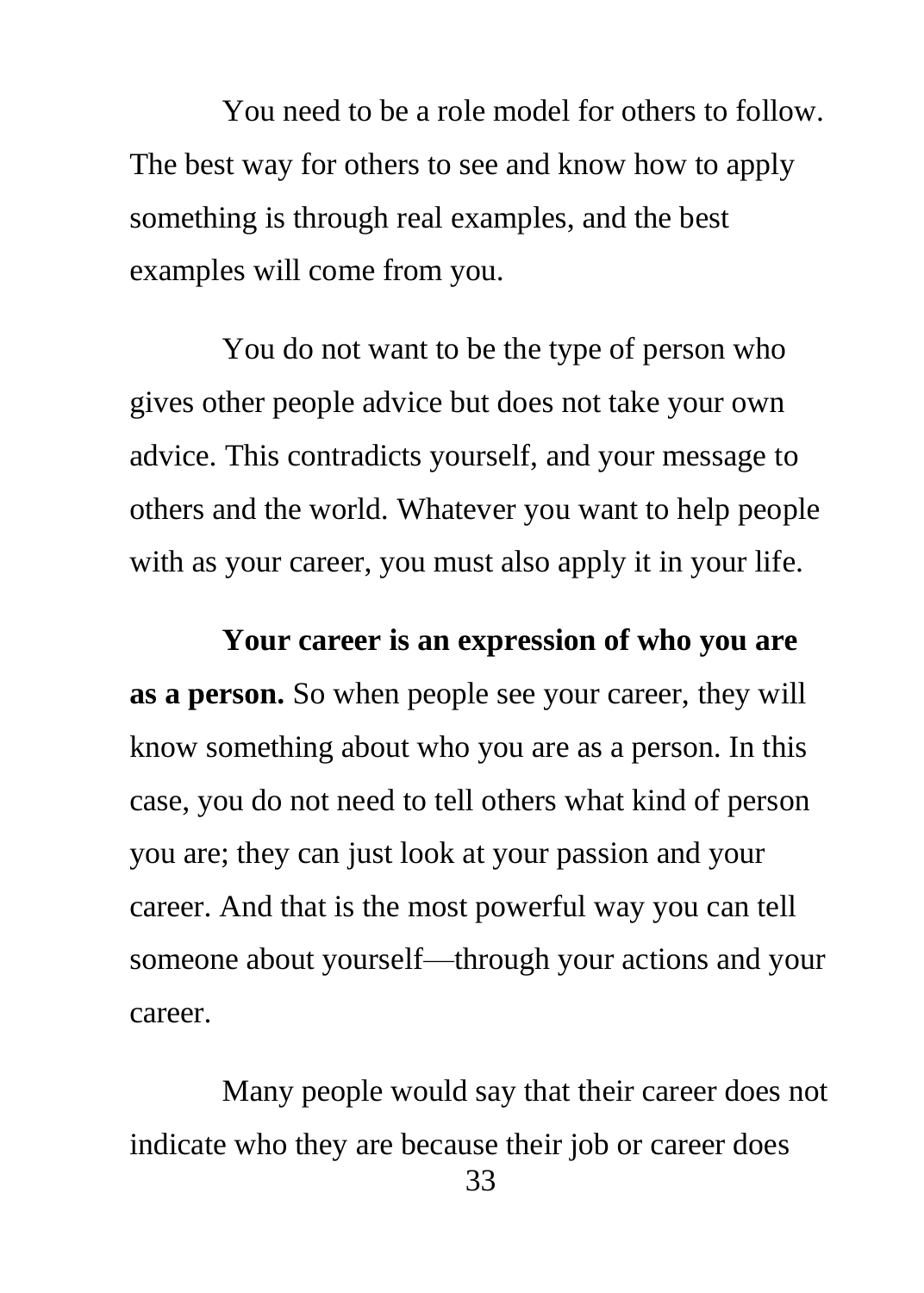You need to be a role model for others to follow. The best way for others to see and know how to apply something is through real examples, and the best examples will come from you.

You do not want to be the type of person who gives other people advice but does not take your own advice. This contradicts yourself, and your message to others and the world. Whatever you want to help people with as your career, you must also apply it in your life.

**Your career is an expression of who you are as a person.** So when people see your career, they will know something about who you are as a person. In this case, you do not need to tell others what kind of person you are; they can just look at your passion and your career. And that is the most powerful way you can tell someone about yourself—through your actions and your career.

Many people would say that their career does not indicate who they are because their job or career does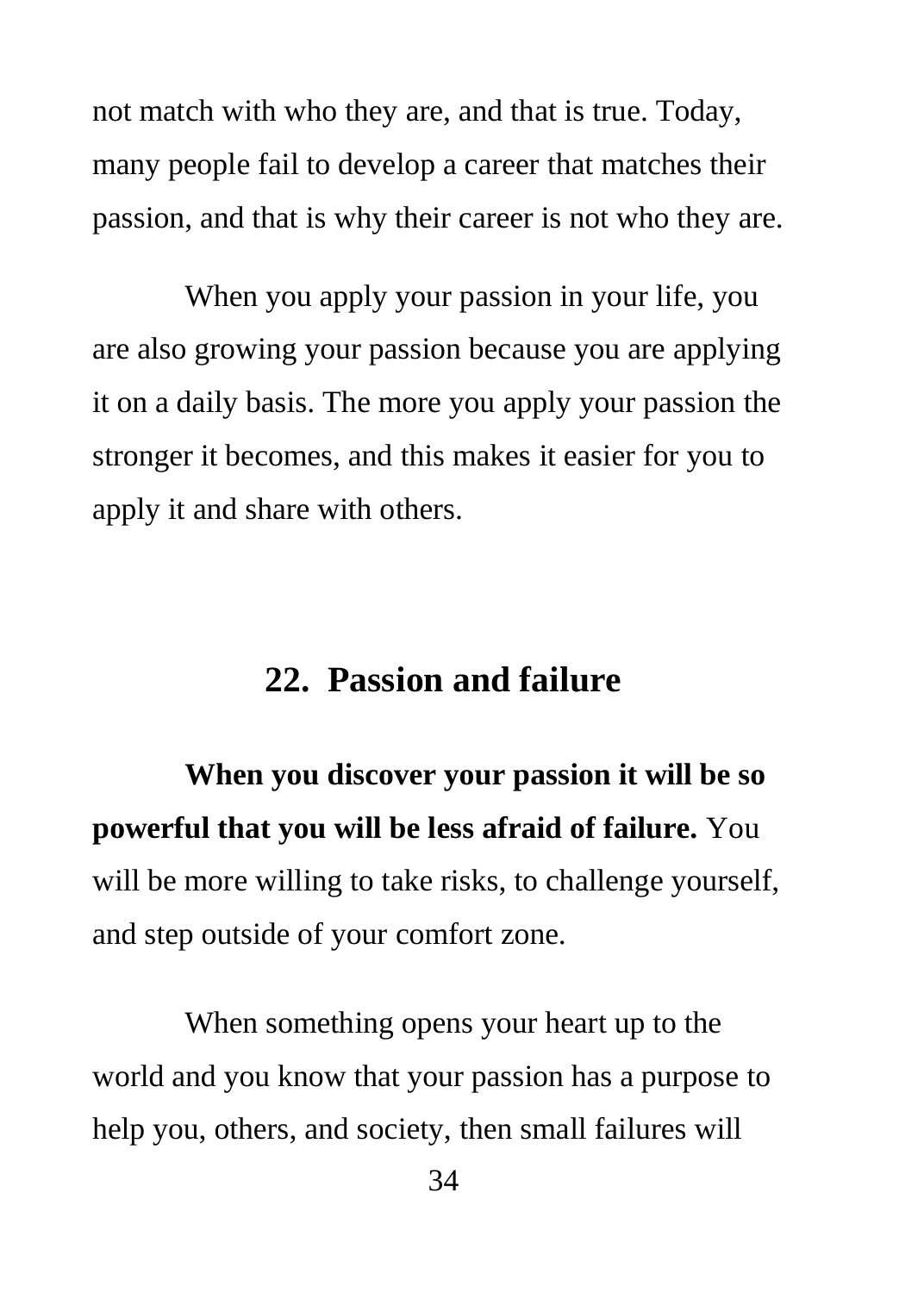not match with who they are, and that is true. Today, many people fail to develop a career that matches their passion, and that is why their career is not who they are.

When you apply your passion in your life, you are also growing your passion because you are applying it on a daily basis. The more you apply your passion the stronger it becomes, and this makes it easier for you to apply it and share with others.

## 22. Passion and failure

**When you discover your passion it will be so powerful that you will be less afraid of failure.** You will be more willing to take risks, to challenge yourself, and step outside of your comfort zone.

When something opens your heart up to the world and you know that your passion has a purpose to help you, others, and society, then small failures will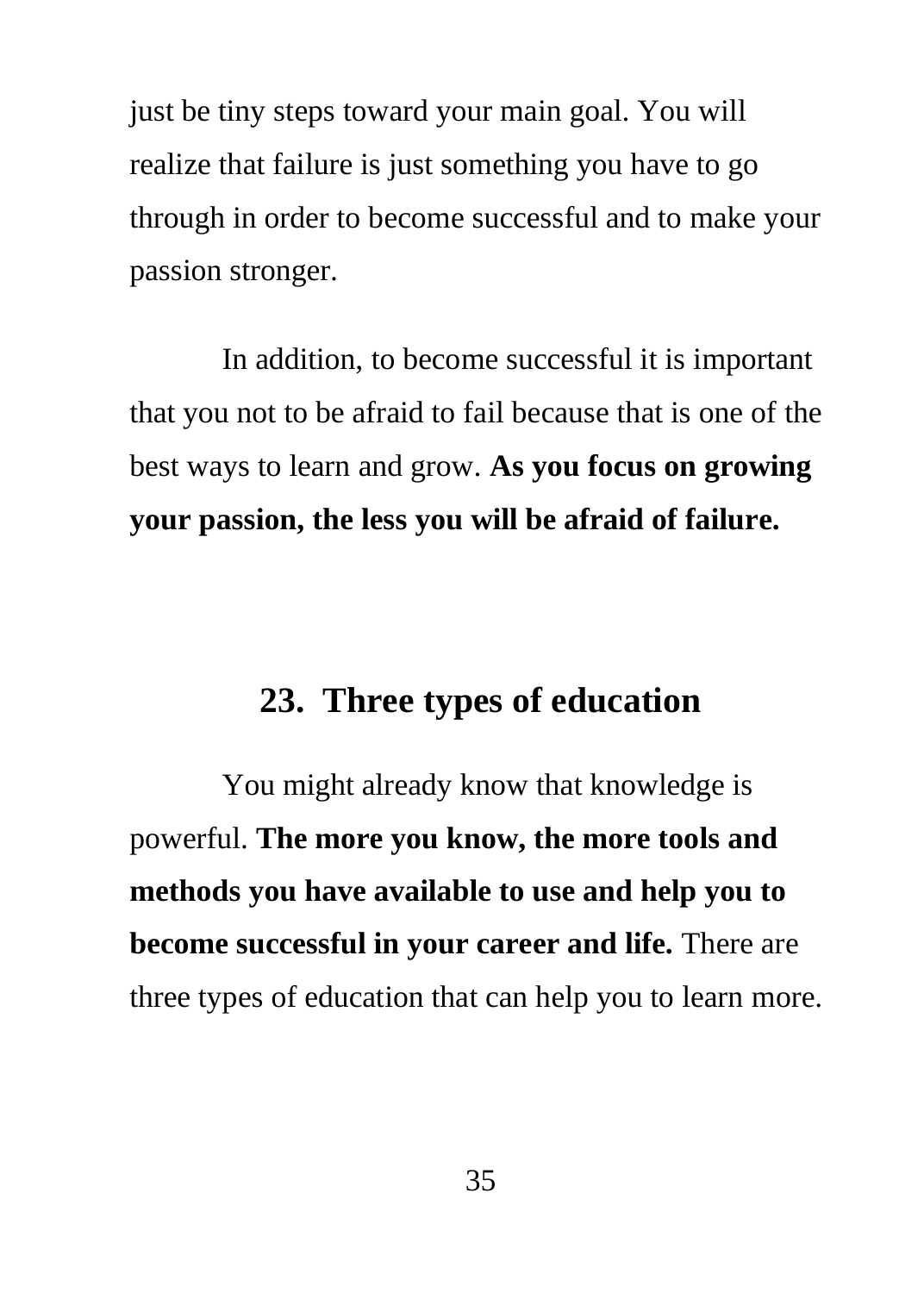just be tiny steps toward your main goal. You will realize that failure is just something you have to go through in order to become successful and to make your passion stronger.

In addition, to become successful it is important that you not to be afraid to fail because that is one of the best ways to learn and grow. **As you focus on growing your passion, the less you will be afraid of failure.**

## 23. Three types of education

You might already know that knowledge is powerful. **The more you know, the more tools and methods you have available to use and help you to become successful in your career and life.** There are three types of education that can help you to learn more.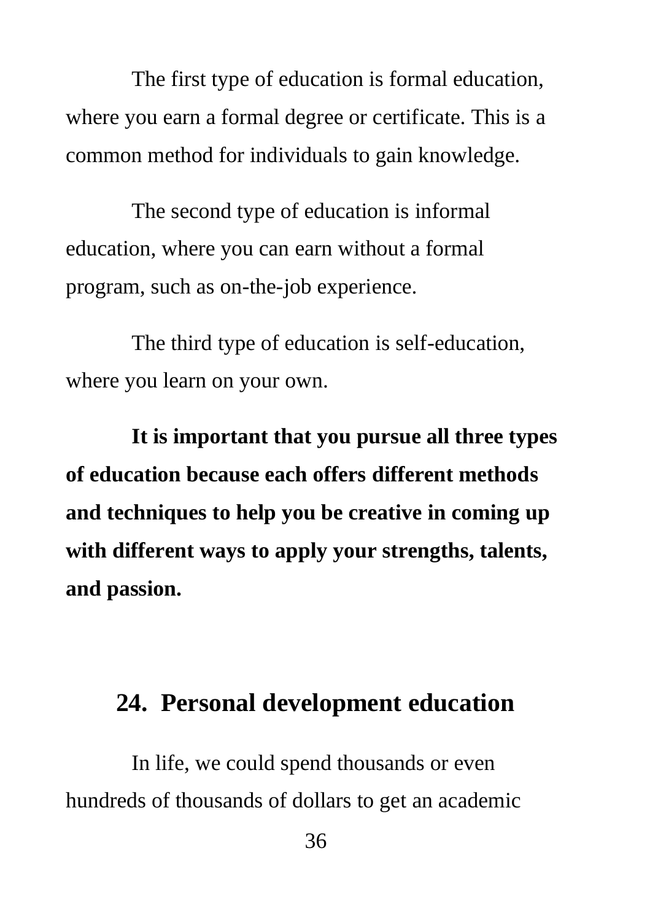The first type of education is formal education, where you earn a formal degree or certificate. This is a common method for individuals to gain knowledge.

The second type of education is informal education, where you can earn without a formal program, such as on-the-job experience.

The third type of education is self-education, where you learn on your own.

**It is important that you pursue all three types of education because each offers different methods and techniques to help you be creative in coming up with different ways to apply your strengths, talents, and passion.**

## 24. Personal development education

In life, we could spend thousands or even hundreds of thousands of dollars to get an academic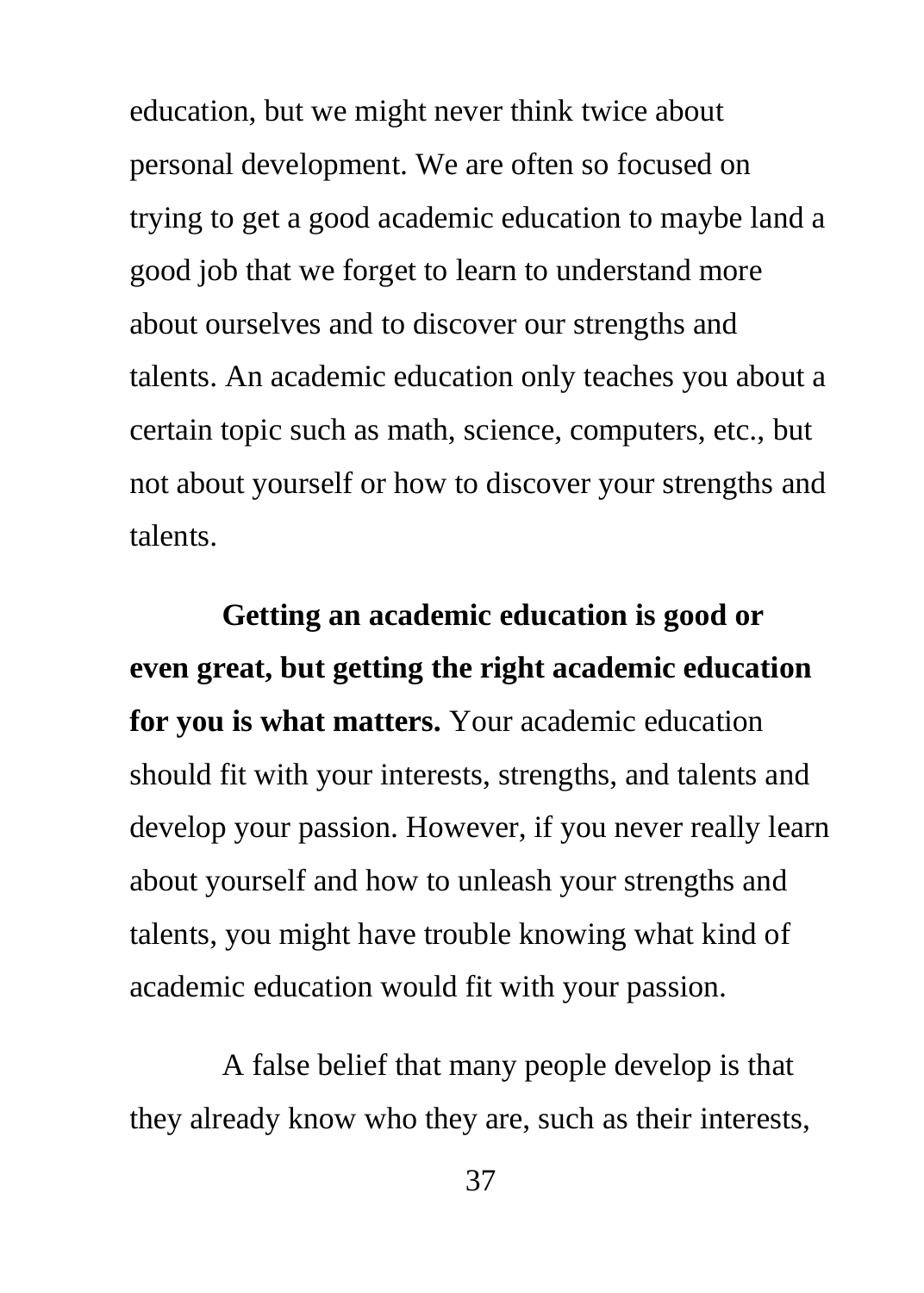education, but we might never think twice about personal development. We are often so focused on trying to get a good academic education to maybe land a good job that we forget to learn to understand more about ourselves and to discover our strengths and talents. An academic education only teaches you about a certain topic such as math, science, computers, etc., but not about yourself or how to discover your strengths and talents.

**Getting an academic education is good or even great, but getting the right academic education for you is what matters.** Your academic education should fit with your interests, strengths, and talents and develop your passion. However, if you never really learn about yourself and how to unleash your strengths and talents, you might have trouble knowing what kind of academic education would fit with your passion.

A false belief that many people develop is that they already know who they are, such as their interests,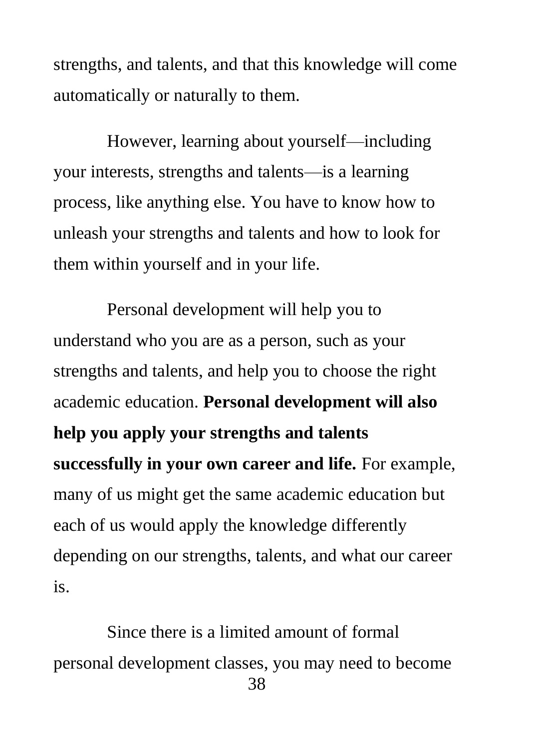strengths, and talents, and that this knowledge will come automatically or naturally to them.

However, learning about yourself—including your interests, strengths and talents—is a learning process, like anything else. You have to know how to unleash your strengths and talents and how to look for them within yourself and in your life.

Personal development will help you to understand who you are as a person, such as your strengths and talents, and help you to choose the right academic education. **Personal development will also help you apply your strengths and talents successfully in your own career and life.** For example, many of us might get the same academic education but each of us would apply the knowledge differently depending on our strengths, talents, and what our career is.

Since there is a limited amount of formal personal development classes, you may need to become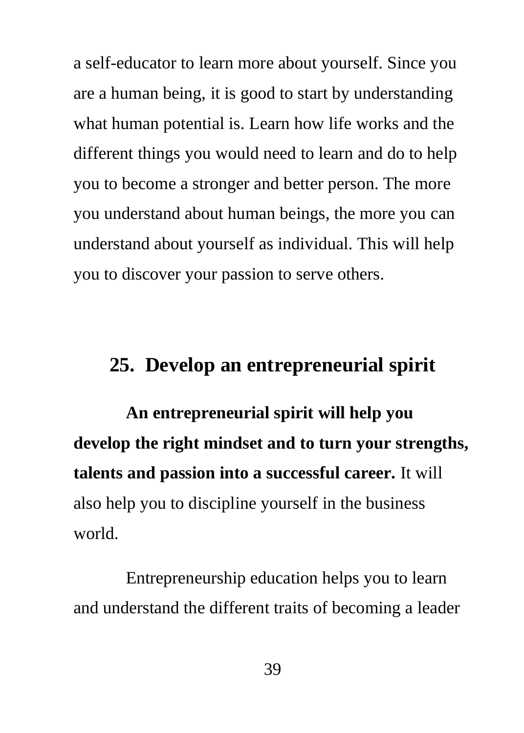a self-educator to learn more about yourself. Since you are a human being, it is good to start by understanding what human potential is. Learn how life works and the different things you would need to learn and do to help you to become a stronger and better person. The more you understand about human beings, the more you can understand about yourself as individual. This will help you to discover your passion to serve others.

## 25. Develop an entrepreneurial spirit

**An entrepreneurial spirit will help you develop the right mindset and to turn your strengths, talents and passion into a successful career.** It will also help you to discipline yourself in the business world.

Entrepreneurship education helps you to learn and understand the different traits of becoming a leader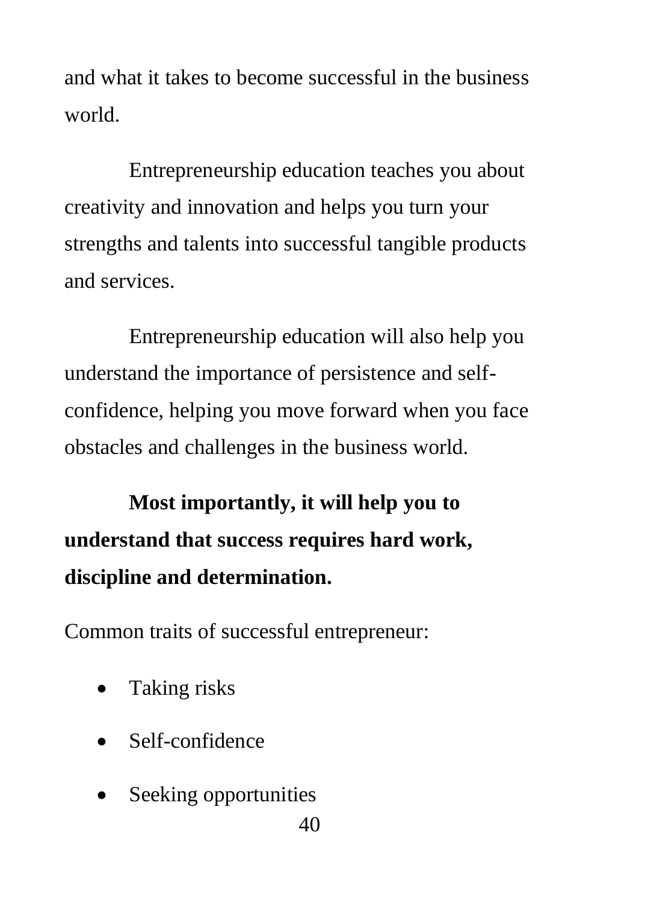and what it takes to become successful in the business world.

Entrepreneurship education teaches you about creativity and innovation and helps you turn your strengths and talents into successful tangible products and services.

Entrepreneurship education will also help you understand the importance of persistence and self-confidence, helping you move forward when you face obstacles and challenges in the business world.

**Most importantly, it will help you to understand that success requires hard work, discipline and determination.**

Common traits of successful entrepreneur:

- Taking risks
- Self-confidence
- Seeking opportunities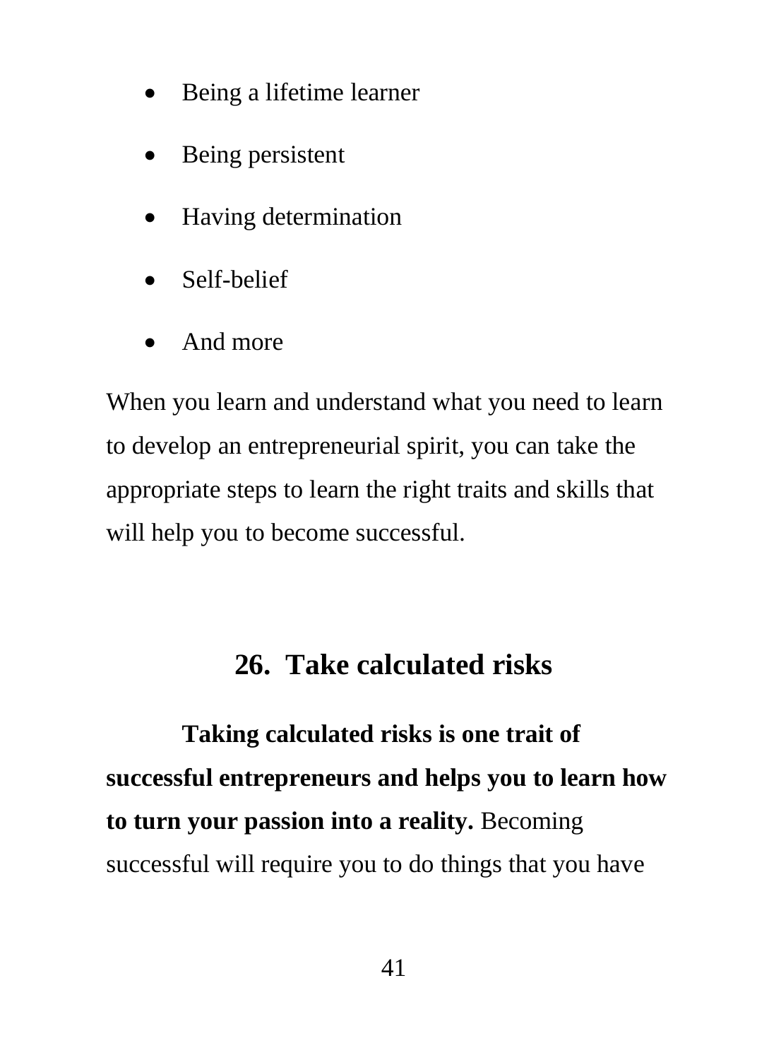- Being a lifetime learner
- Being persistent
- Having determination
- Self-belief
- And more

When you learn and understand what you need to learn to develop an entrepreneurial spirit, you can take the appropriate steps to learn the right traits and skills that will help you to become successful.

## 26. Take calculated risks

**Taking calculated risks is one trait of successful entrepreneurs and helps you to learn how to turn your passion into a reality.** Becoming successful will require you to do things that you have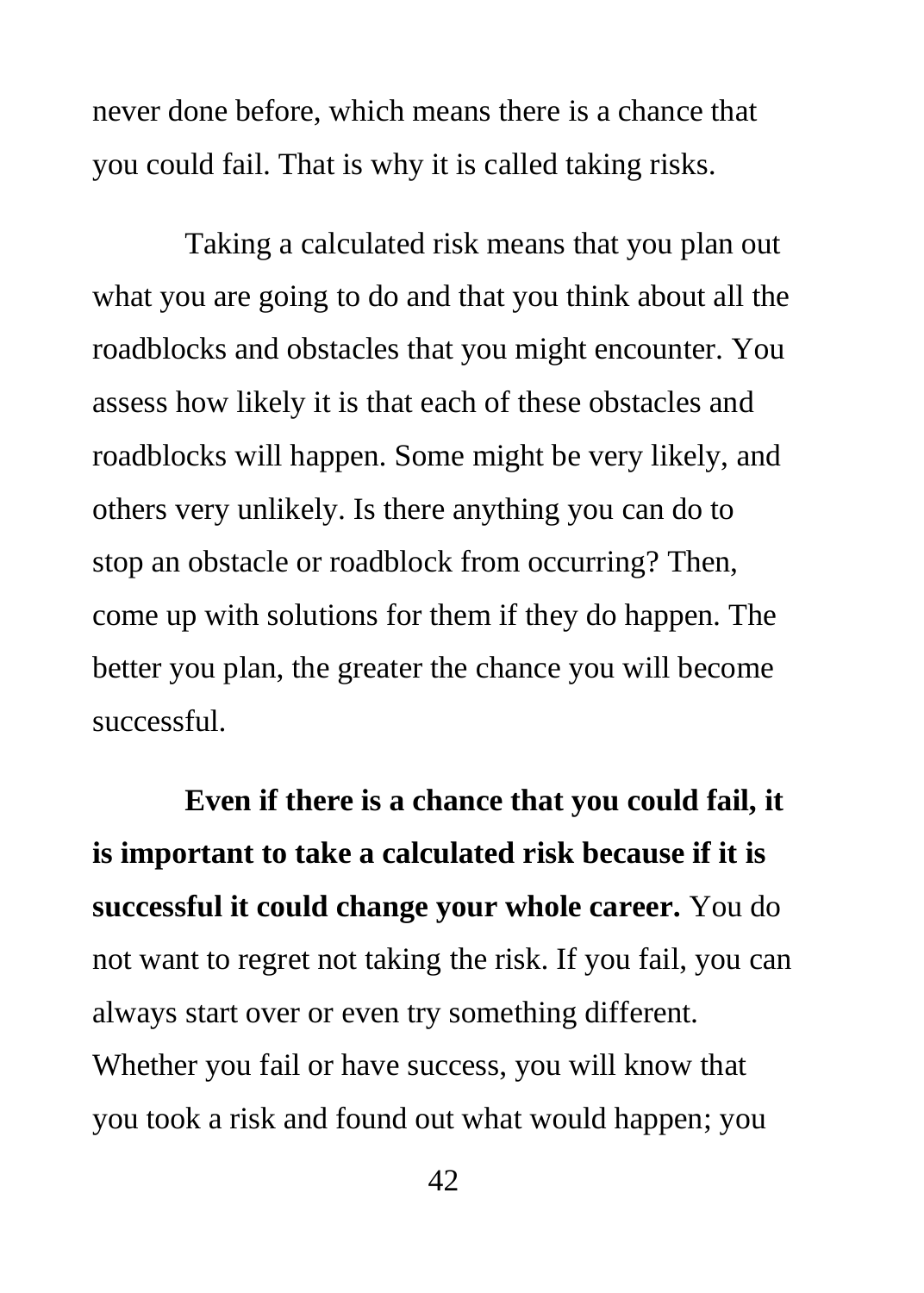never done before, which means there is a chance that you could fail. That is why it is called taking risks.

Taking a calculated risk means that you plan out what you are going to do and that you think about all the roadblocks and obstacles that you might encounter. You assess how likely it is that each of these obstacles and roadblocks will happen. Some might be very likely, and others very unlikely. Is there anything you can do to stop an obstacle or roadblock from occurring? Then, come up with solutions for them if they do happen. The better you plan, the greater the chance you will become successful.

**Even if there is a chance that you could fail, it is important to take a calculated risk because if it is successful it could change your whole career.** You do not want to regret not taking the risk. If you fail, you can always start over or even try something different. Whether you fail or have success, you will know that you took a risk and found out what would happen; you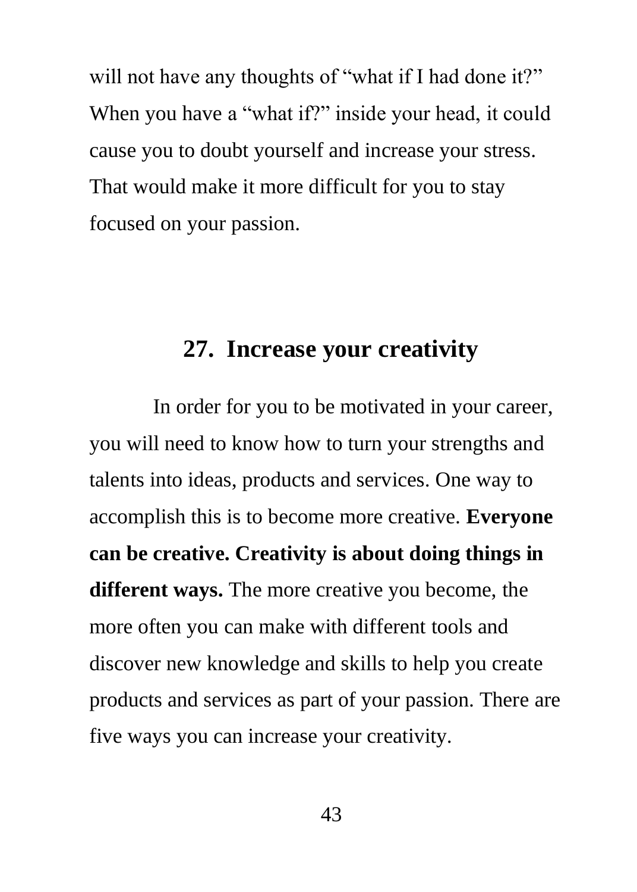will not have any thoughts of "what if I had done it?" When you have a "what if?" inside your head, it could cause you to doubt yourself and increase your stress. That would make it more difficult for you to stay focused on your passion.

## 27. Increase your creativity

In order for you to be motivated in your career, you will need to know how to turn your strengths and talents into ideas, products and services. One way to accomplish this is to become more creative. **Everyone can be creative. Creativity is about doing things in different ways.** The more creative you become, the more often you can make with different tools and discover new knowledge and skills to help you create products and services as part of your passion. There are five ways you can increase your creativity.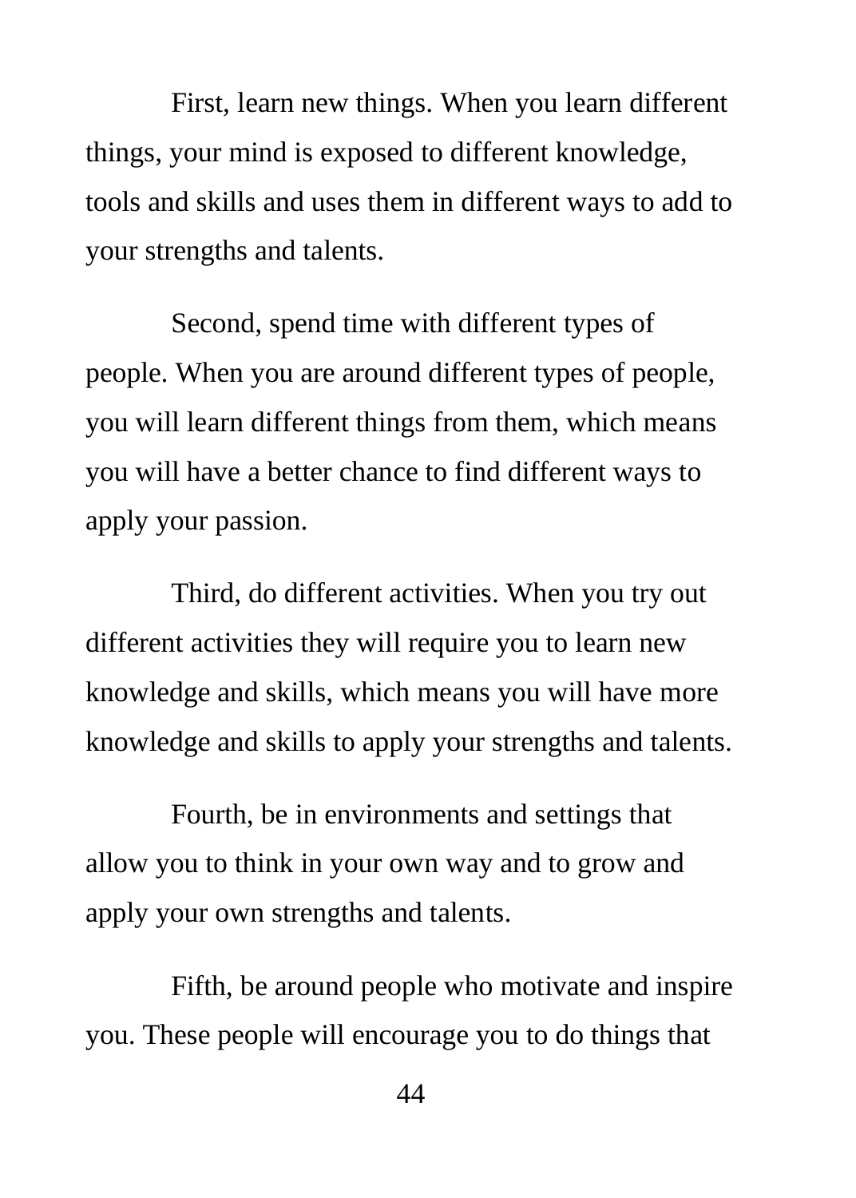First, learn new things. When you learn different things, your mind is exposed to different knowledge, tools and skills and uses them in different ways to add to your strengths and talents.

Second, spend time with different types of people. When you are around different types of people, you will learn different things from them, which means you will have a better chance to find different ways to apply your passion.

Third, do different activities. When you try out different activities they will require you to learn new knowledge and skills, which means you will have more knowledge and skills to apply your strengths and talents.

Fourth, be in environments and settings that allow you to think in your own way and to grow and apply your own strengths and talents.

Fifth, be around people who motivate and inspire you. These people will encourage you to do things that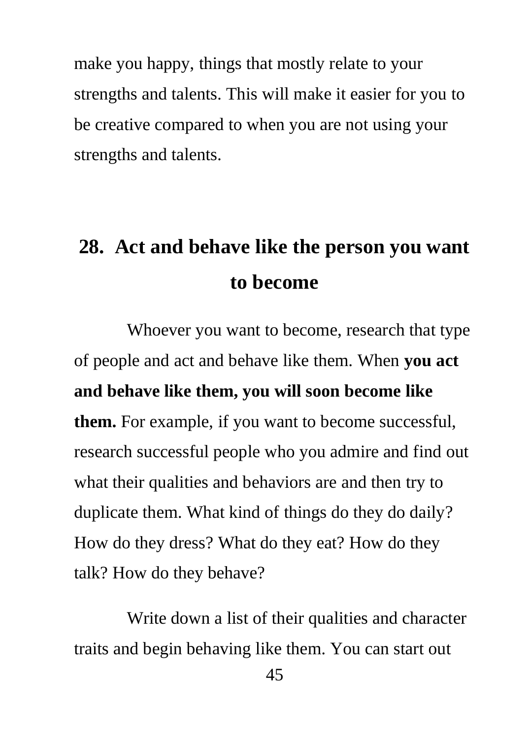make you happy, things that mostly relate to your strengths and talents. This will make it easier for you to be creative compared to when you are not using your strengths and talents.

## 28. Act and behave like the person you want to become

Whoever you want to become, research that type of people and act and behave like them. When **you act and behave like them, you will soon become like them.** For example, if you want to become successful, research successful people who you admire and find out what their qualities and behaviors are and then try to duplicate them. What kind of things do they do daily? How do they dress? What do they eat? How do they talk? How do they behave?

Write down a list of their qualities and character traits and begin behaving like them. You can start out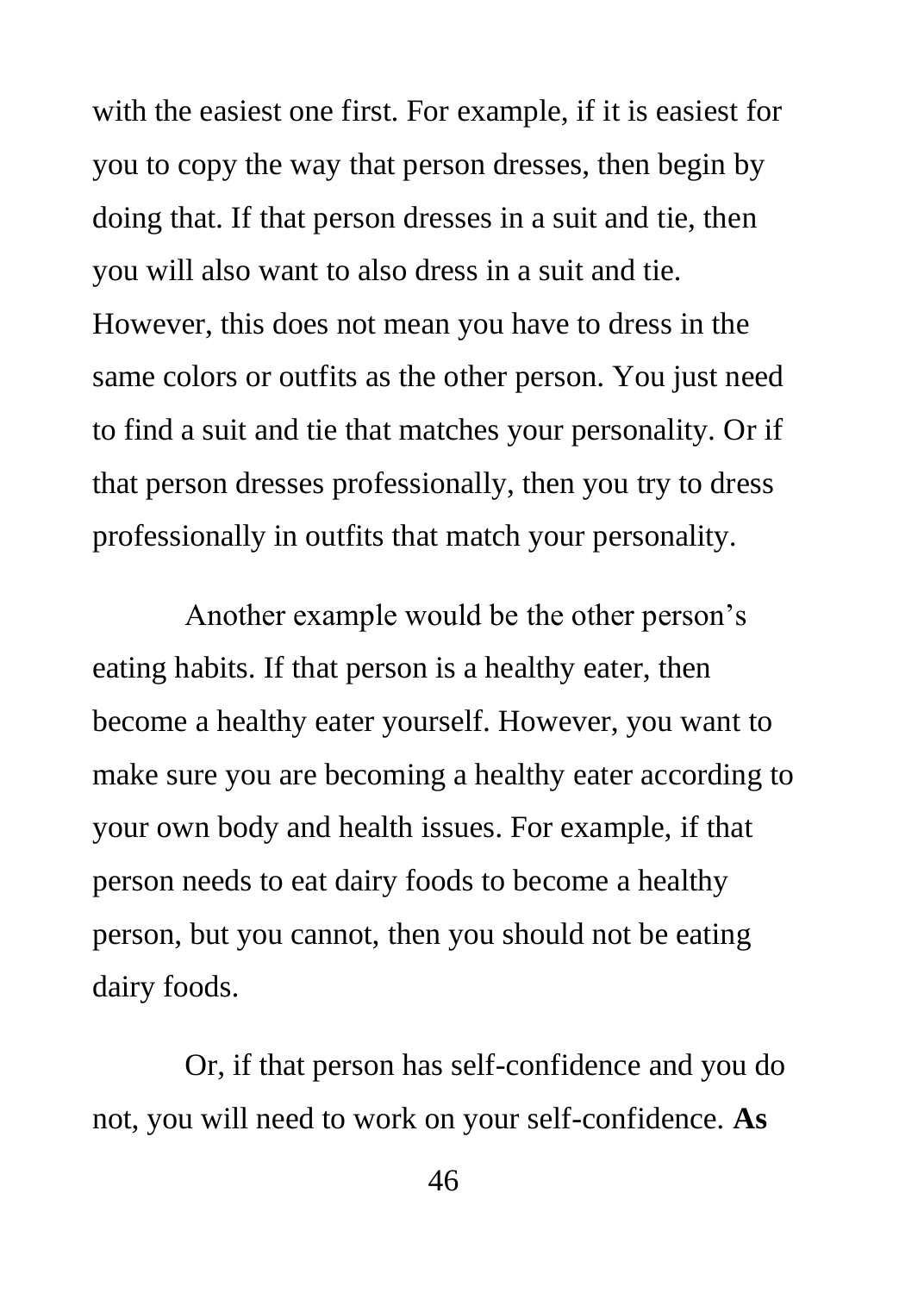with the easiest one first. For example, if it is easiest for you to copy the way that person dresses, then begin by doing that. If that person dresses in a suit and tie, then you will also want to also dress in a suit and tie. However, this does not mean you have to dress in the same colors or outfits as the other person. You just need to find a suit and tie that matches your personality. Or if that person dresses professionally, then you try to dress professionally in outfits that match your personality.

Another example would be the other person's eating habits. If that person is a healthy eater, then become a healthy eater yourself. However, you want to make sure you are becoming a healthy eater according to your own body and health issues. For example, if that person needs to eat dairy foods to become a healthy person, but you cannot, then you should not be eating dairy foods.

Or, if that person has self-confidence and you do not, you will need to work on your self-confidence. **As**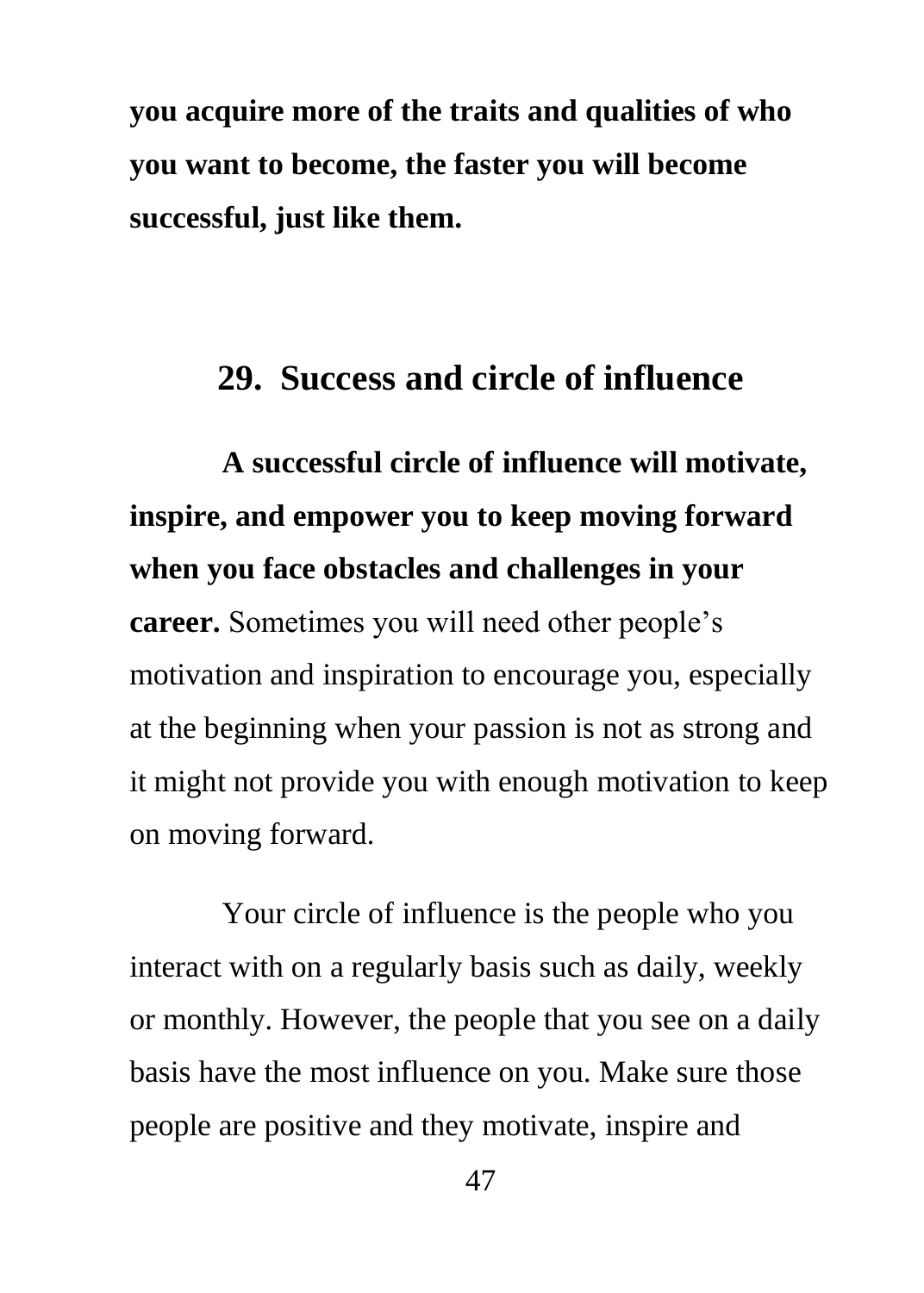**you acquire more of the traits and qualities of who you want to become, the faster you will become successful, just like them.**

## 29. Success and circle of influence

**A successful circle of influence will motivate, inspire, and empower you to keep moving forward when you face obstacles and challenges in your career.** Sometimes you will need other people's motivation and inspiration to encourage you, especially at the beginning when your passion is not as strong and it might not provide you with enough motivation to keep on moving forward.

Your circle of influence is the people who you interact with on a regularly basis such as daily, weekly or monthly. However, the people that you see on a daily basis have the most influence on you. Make sure those people are positive and they motivate, inspire and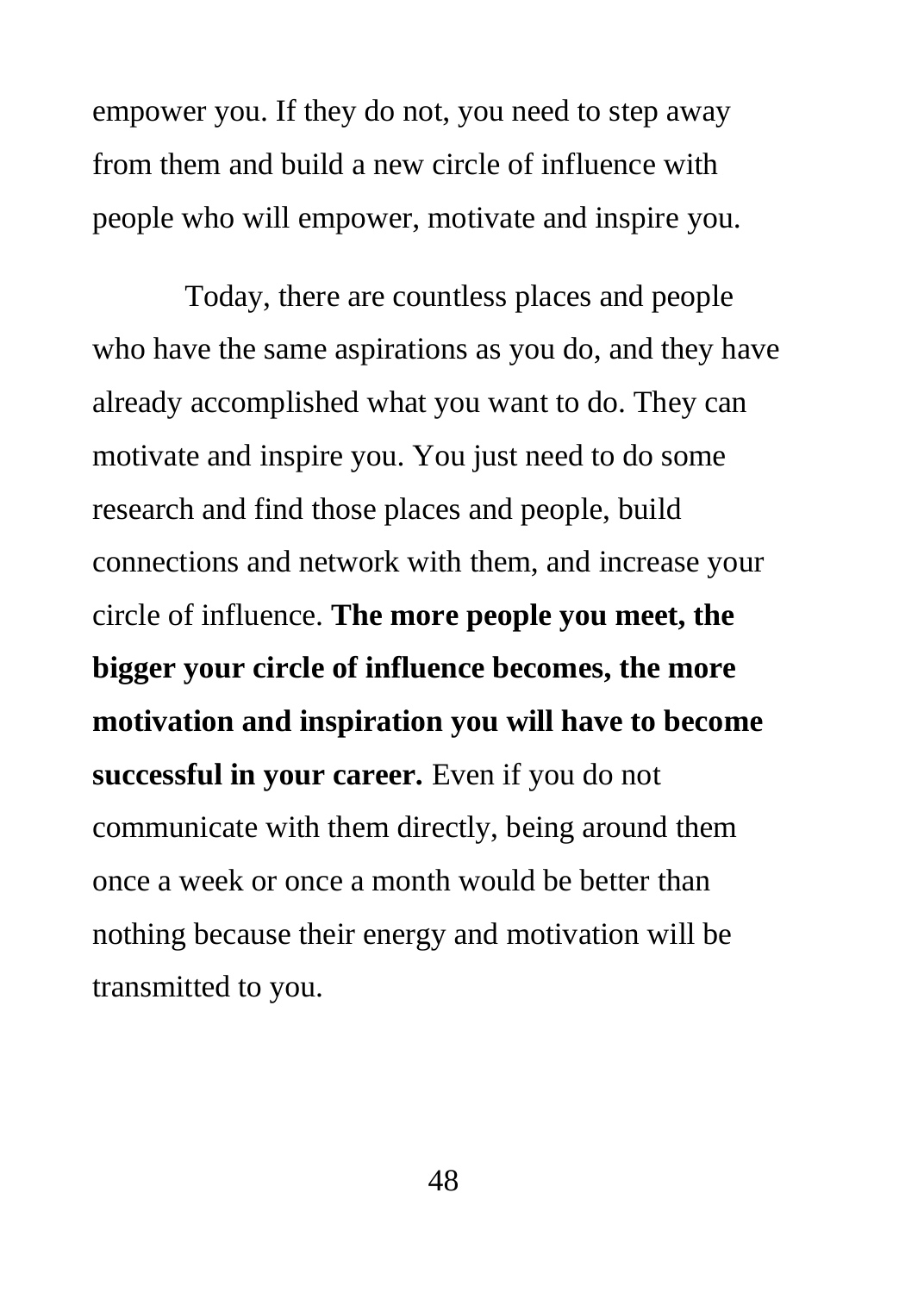empower you. If they do not, you need to step away from them and build a new circle of influence with people who will empower, motivate and inspire you.

Today, there are countless places and people who have the same aspirations as you do, and they have already accomplished what you want to do. They can motivate and inspire you. You just need to do some research and find those places and people, build connections and network with them, and increase your circle of influence. **The more people you meet, the bigger your circle of influence becomes, the more motivation and inspiration you will have to become successful in your career.** Even if you do not communicate with them directly, being around them once a week or once a month would be better than nothing because their energy and motivation will be transmitted to you.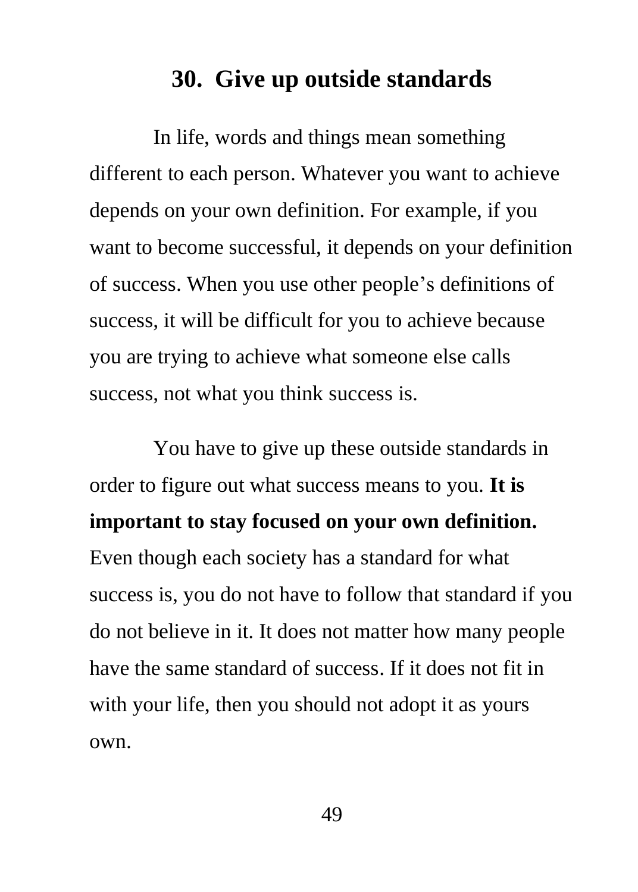## 30. Give up outside standards

In life, words and things mean something different to each person. Whatever you want to achieve depends on your own definition. For example, if you want to become successful, it depends on your definition of success. When you use other people's definitions of success, it will be difficult for you to achieve because you are trying to achieve what someone else calls success, not what you think success is.

You have to give up these outside standards in order to figure out what success means to you. **It is important to stay focused on your own definition.** Even though each society has a standard for what success is, you do not have to follow that standard if you do not believe in it. It does not matter how many people have the same standard of success. If it does not fit in with your life, then you should not adopt it as yours own.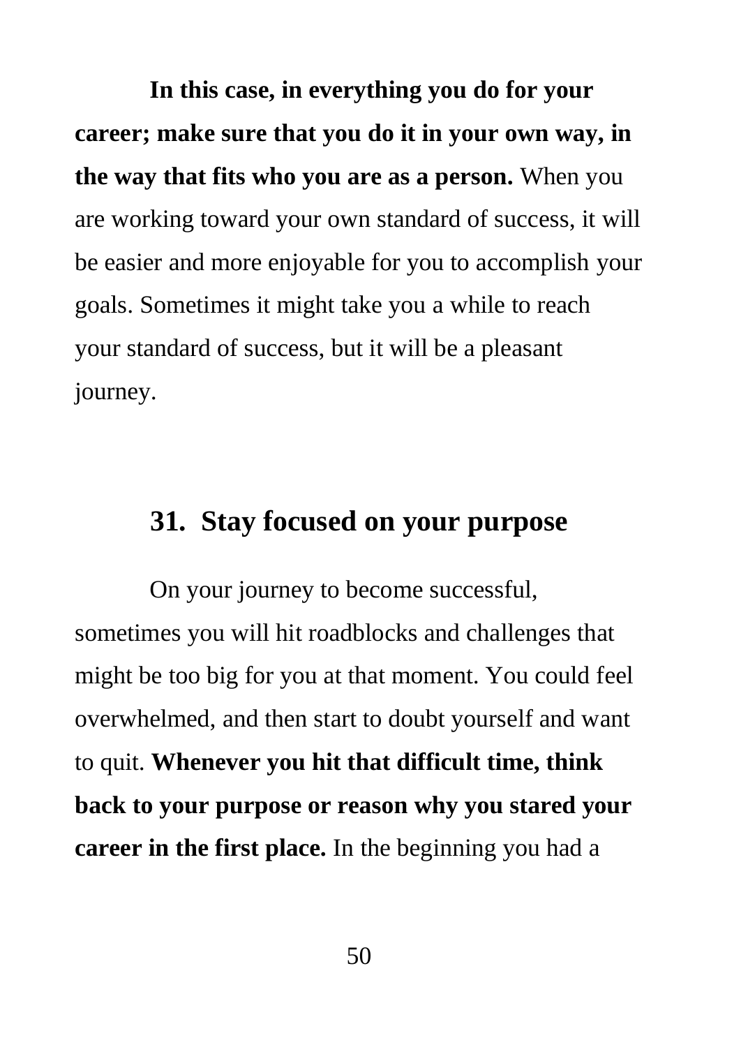**In this case, in everything you do for your career; make sure that you do it in your own way, in the way that fits who you are as a person.** When you are working toward your own standard of success, it will be easier and more enjoyable for you to accomplish your goals. Sometimes it might take you a while to reach your standard of success, but it will be a pleasant journey.

## 31. Stay focused on your purpose

On your journey to become successful, sometimes you will hit roadblocks and challenges that might be too big for you at that moment. You could feel overwhelmed, and then start to doubt yourself and want to quit. **Whenever you hit that difficult time, think back to your purpose or reason why you stared your career in the first place.** In the beginning you had a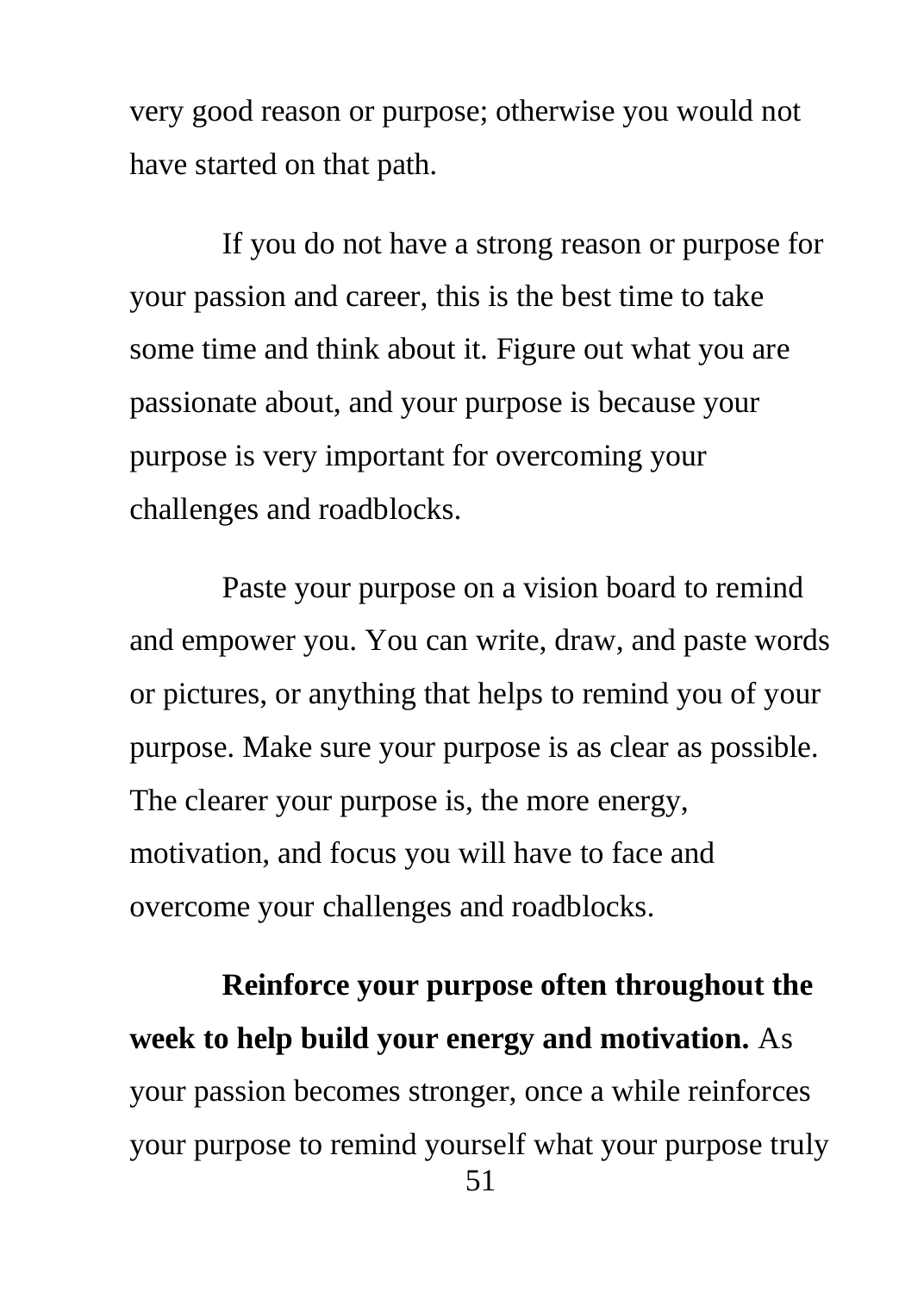very good reason or purpose; otherwise you would not have started on that path.

If you do not have a strong reason or purpose for your passion and career, this is the best time to take some time and think about it. Figure out what you are passionate about, and your purpose is because your purpose is very important for overcoming your challenges and roadblocks.

Paste your purpose on a vision board to remind and empower you. You can write, draw, and paste words or pictures, or anything that helps to remind you of your purpose. Make sure your purpose is as clear as possible. The clearer your purpose is, the more energy, motivation, and focus you will have to face and overcome your challenges and roadblocks.

**Reinforce your purpose often throughout the week to help build your energy and motivation.** As your passion becomes stronger, once a while reinforces your purpose to remind yourself what your purpose truly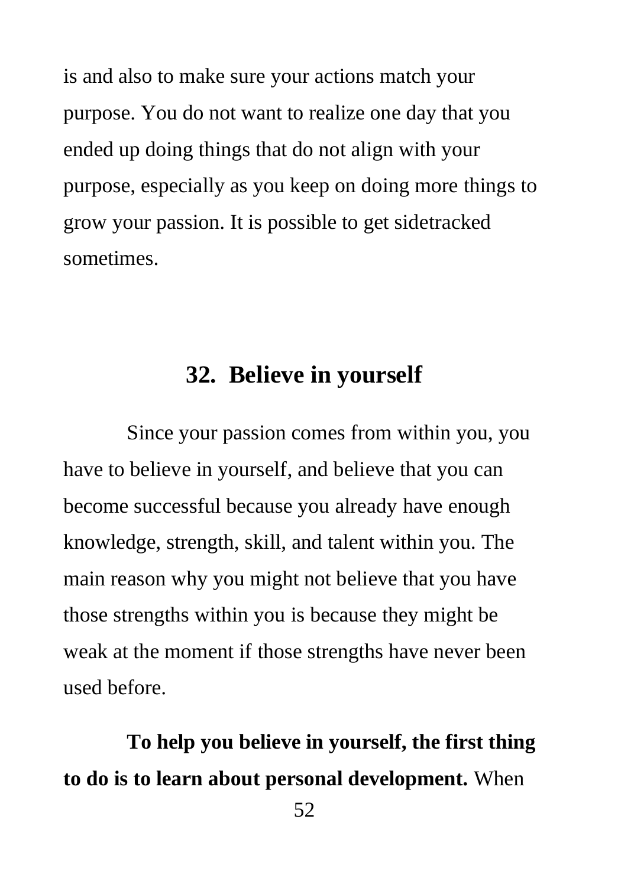is and also to make sure your actions match your purpose. You do not want to realize one day that you ended up doing things that do not align with your purpose, especially as you keep on doing more things to grow your passion. It is possible to get sidetracked sometimes.

## 32. Believe in yourself

Since your passion comes from within you, you have to believe in yourself, and believe that you can become successful because you already have enough knowledge, strength, skill, and talent within you. The main reason why you might not believe that you have those strengths within you is because they might be weak at the moment if those strengths have never been used before.

**To help you believe in yourself, the first thing to do is to learn about personal development.** When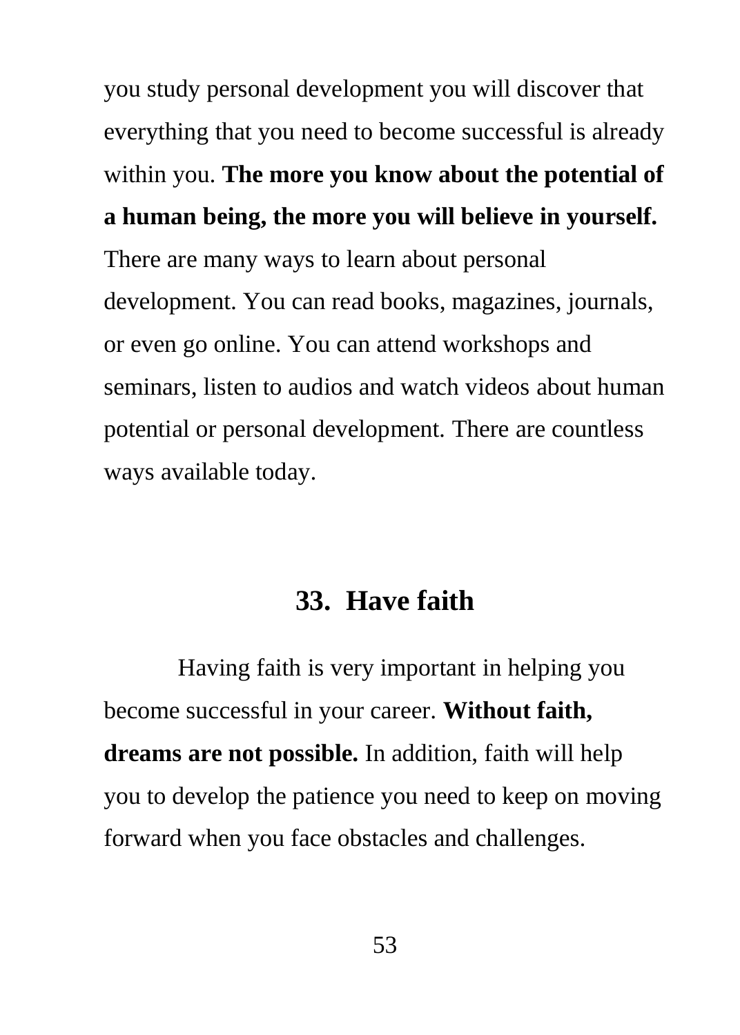you study personal development you will discover that everything that you need to become successful is already within you. **The more you know about the potential of a human being, the more you will believe in yourself.** There are many ways to learn about personal development. You can read books, magazines, journals, or even go online. You can attend workshops and seminars, listen to audios and watch videos about human potential or personal development. There are countless ways available today.

## 33. Have faith

Having faith is very important in helping you become successful in your career. **Without faith, dreams are not possible.** In addition, faith will help you to develop the patience you need to keep on moving forward when you face obstacles and challenges.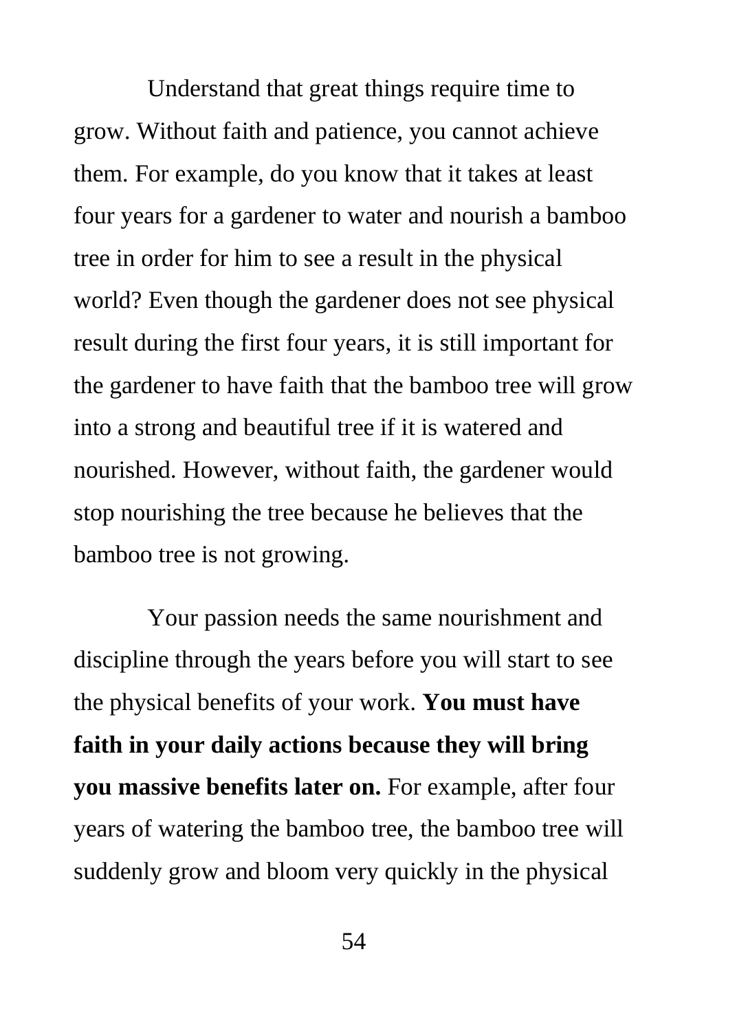Understand that great things require time to grow. Without faith and patience, you cannot achieve them. For example, do you know that it takes at least four years for a gardener to water and nourish a bamboo tree in order for him to see a result in the physical world? Even though the gardener does not see physical result during the first four years, it is still important for the gardener to have faith that the bamboo tree will grow into a strong and beautiful tree if it is watered and nourished. However, without faith, the gardener would stop nourishing the tree because he believes that the bamboo tree is not growing.

Your passion needs the same nourishment and discipline through the years before you will start to see the physical benefits of your work. **You must have faith in your daily actions because they will bring you massive benefits later on.** For example, after four years of watering the bamboo tree, the bamboo tree will suddenly grow and bloom very quickly in the physical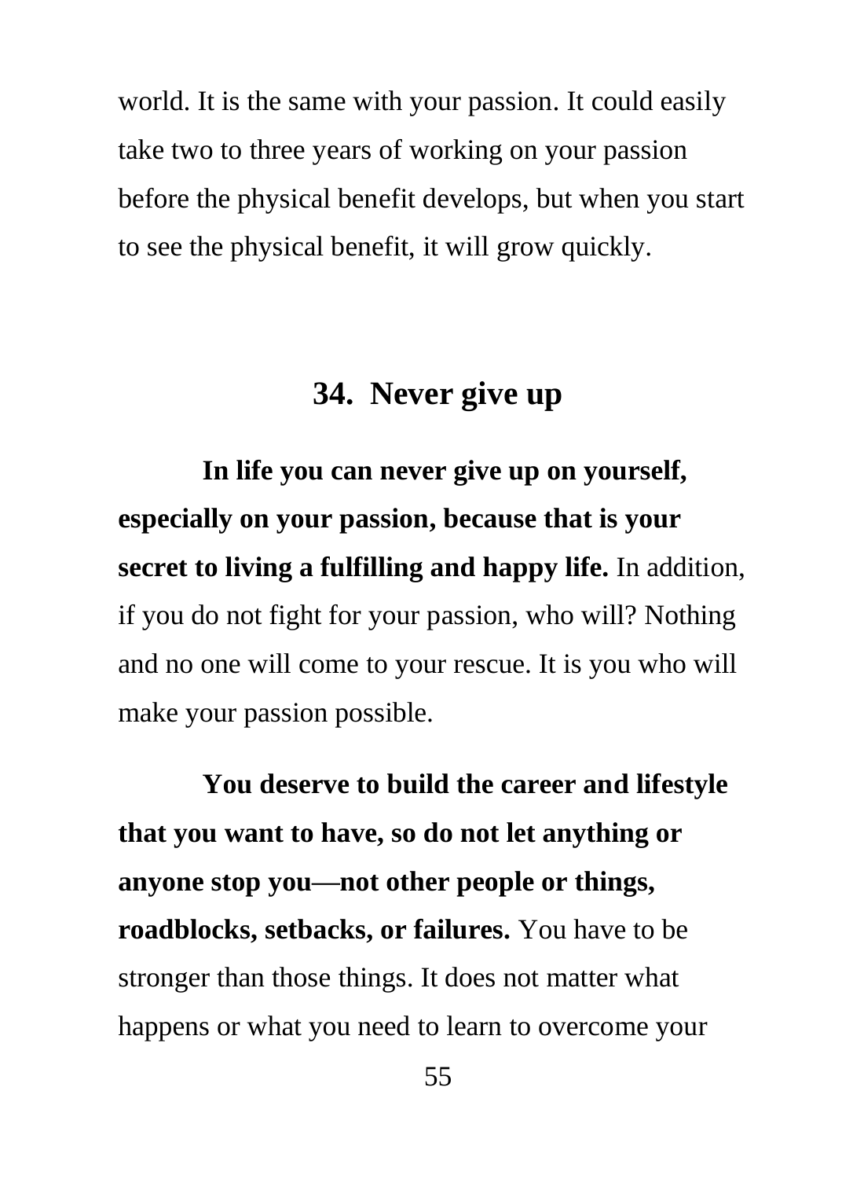world. It is the same with your passion. It could easily take two to three years of working on your passion before the physical benefit develops, but when you start to see the physical benefit, it will grow quickly.

## 34. Never give up

**In life you can never give up on yourself, especially on your passion, because that is your secret to living a fulfilling and happy life.** In addition, if you do not fight for your passion, who will? Nothing and no one will come to your rescue. It is you who will make your passion possible.

**You deserve to build the career and lifestyle that you want to have, so do not let anything or anyone stop you—not other people or things, roadblocks, setbacks, or failures.** You have to be stronger than those things. It does not matter what happens or what you need to learn to overcome your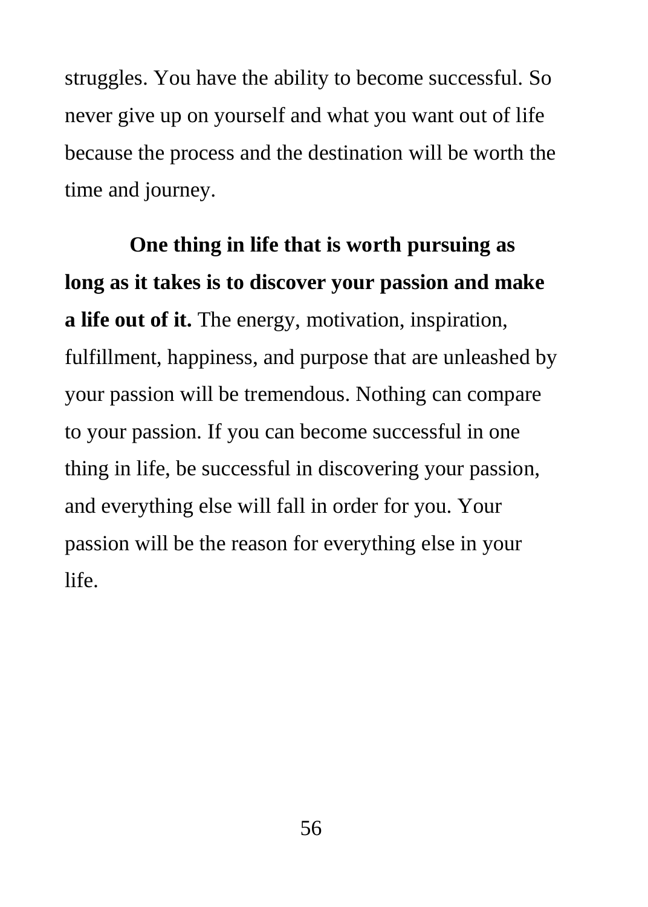struggles. You have the ability to become successful. So never give up on yourself and what you want out of life because the process and the destination will be worth the time and journey.

**One thing in life that is worth pursuing as long as it takes is to discover your passion and make a life out of it.** The energy, motivation, inspiration, fulfillment, happiness, and purpose that are unleashed by your passion will be tremendous. Nothing can compare to your passion. If you can become successful in one thing in life, be successful in discovering your passion, and everything else will fall in order for you. Your passion will be the reason for everything else in your life.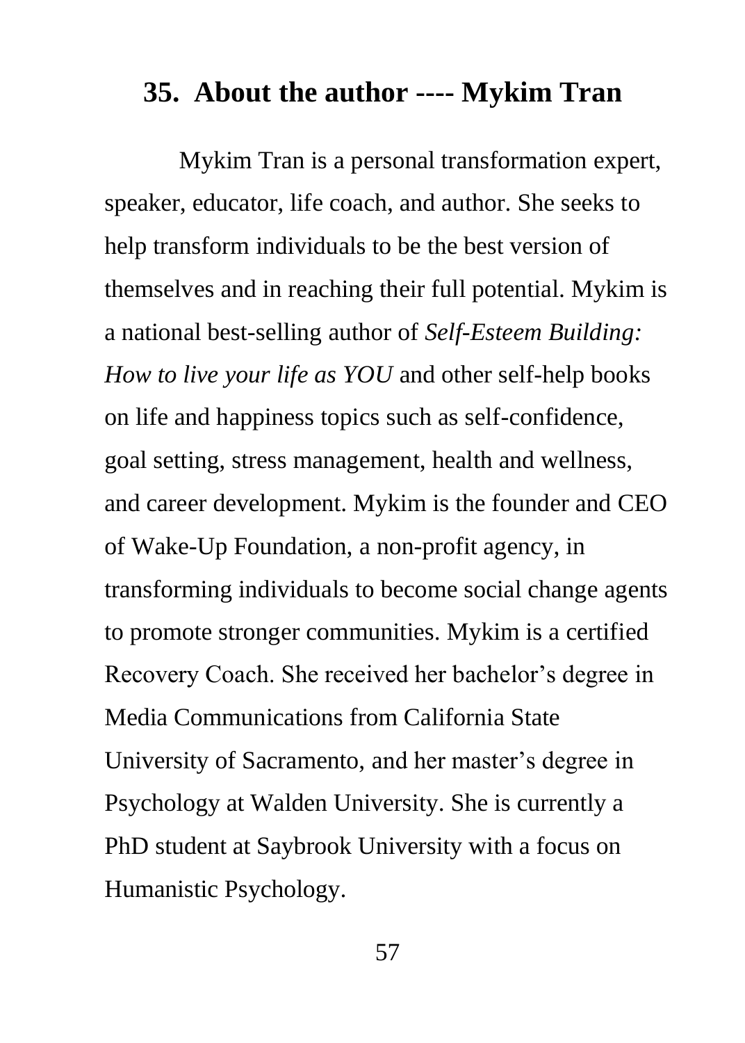## 35. About the author ---- Mykim Tran

Mykim Tran is a personal transformation expert, speaker, educator, life coach, and author. She seeks to help transform individuals to be the best version of themselves and in reaching their full potential. Mykim is a national best-selling author of *Self-Esteem Building: How to live your life as YOU* and other self-help books on life and happiness topics such as self-confidence, goal setting, stress management, health and wellness, and career development. Mykim is the founder and CEO of Wake-Up Foundation, a non-profit agency, in transforming individuals to become social change agents to promote stronger communities. Mykim is a certified Recovery Coach. She received her bachelor's degree in Media Communications from California State University of Sacramento, and her master's degree in Psychology at Walden University. She is currently a PhD student at Saybrook University with a focus on Humanistic Psychology.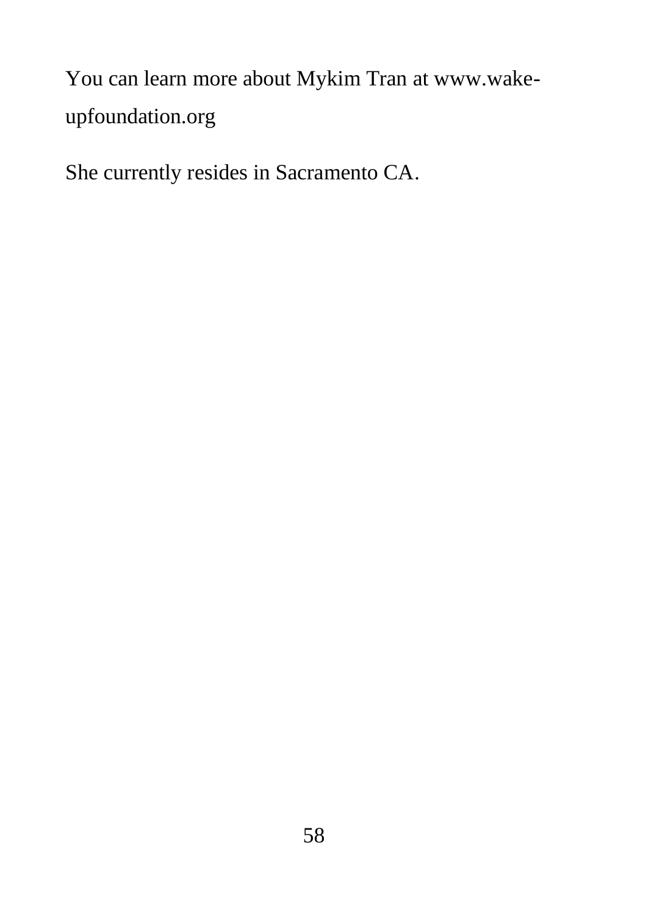You can learn more about Mykim Tran at www.wake-upfoundation.org

She currently resides in Sacramento CA.